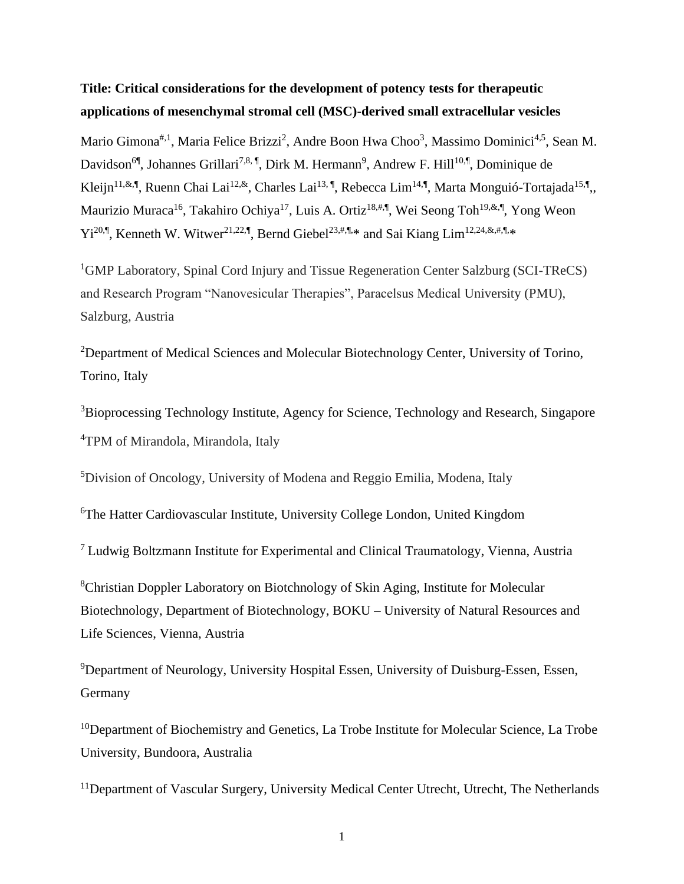**Title: Critical considerations for the development of potency tests for therapeutic applications of mesenchymal stromal cell (MSC)-derived small extracellular vesicles**

Mario Gimona[#,1], Maria Felice Brizzi[2], Andre Boon Hwa Choo[3], Massimo Dominici[4,5], Sean M. Davidson[6¶], Johannes Grillari[7,8, ¶], Dirk M. Hermann[9], Andrew F. Hill[10,¶], Dominique de Kleijn[11,&,¶], Ruenn Chai Lai[12,&], Charles Lai[13, ¶], Rebecca Lim[14,¶], Marta Monguió-Tortajada[15,¶],, Maurizio Muraca[16], Takahiro Ochiya[17], Luis A. Ortiz[18,#,¶], Wei Seong Toh[19,&,¶], Yong Weon Yi[20,¶], Kenneth W. Witwer[21,22,¶], Bernd Giebel[23,#,¶,]* and Sai Kiang Lim[12,24,&,#,¶,]*

[1]GMP Laboratory, Spinal Cord Injury and Tissue Regeneration Center Salzburg (SCI-TReCS) and Research Program "Nanovesicular Therapies", Paracelsus Medical University (PMU), Salzburg, Austria

[2]Department of Medical Sciences and Molecular Biotechnology Center, University of Torino, Torino, Italy

[3]Bioprocessing Technology Institute, Agency for Science, Technology and Research, Singapore

[4]TPM of Mirandola, Mirandola, Italy

[5]Division of Oncology, University of Modena and Reggio Emilia, Modena, Italy

[6]The Hatter Cardiovascular Institute, University College London, United Kingdom

[7] Ludwig Boltzmann Institute for Experimental and Clinical Traumatology, Vienna, Austria

[8]Christian Doppler Laboratory on Biotchnology of Skin Aging, Institute for Molecular Biotechnology, Department of Biotechnology, BOKU – University of Natural Resources and Life Sciences, Vienna, Austria

[9]Department of Neurology, University Hospital Essen, University of Duisburg-Essen, Essen, Germany

[10]Department of Biochemistry and Genetics, La Trobe Institute for Molecular Science, La Trobe University, Bundoora, Australia

[11]Department of Vascular Surgery, University Medical Center Utrecht, Utrecht, The Netherlands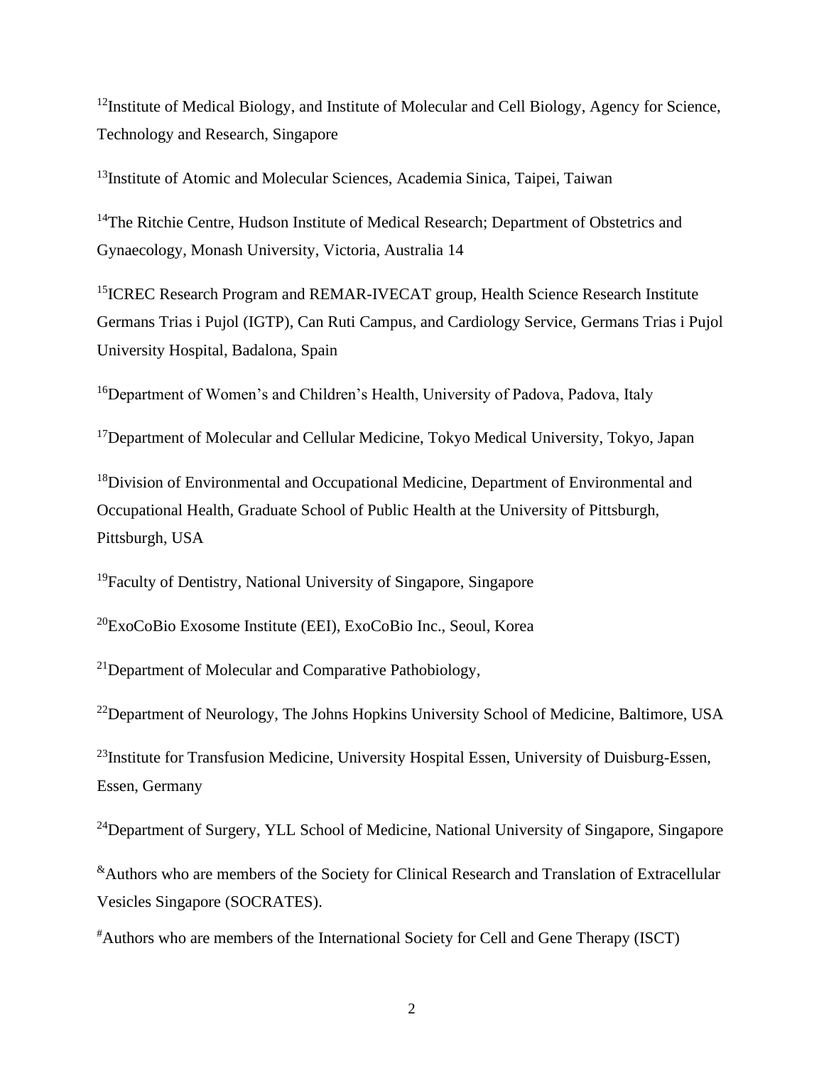[12]Institute of Medical Biology, and Institute of Molecular and Cell Biology, Agency for Science, Technology and Research, Singapore

[13]Institute of Atomic and Molecular Sciences, Academia Sinica, Taipei, Taiwan

[14]The Ritchie Centre, Hudson Institute of Medical Research; Department of Obstetrics and Gynaecology, Monash University, Victoria, Australia 14

[15]ICREC Research Program and REMAR-IVECAT group, Health Science Research Institute Germans Trias i Pujol (IGTP), Can Ruti Campus, and Cardiology Service, Germans Trias i Pujol University Hospital, Badalona, Spain

[16]Department of Women's and Children's Health, University of Padova, Padova, Italy

[17]Department of Molecular and Cellular Medicine, Tokyo Medical University, Tokyo, Japan

[18]Division of Environmental and Occupational Medicine, Department of Environmental and Occupational Health, Graduate School of Public Health at the University of Pittsburgh, Pittsburgh, USA

[19]Faculty of Dentistry, National University of Singapore, Singapore

[20]ExoCoBio Exosome Institute (EEI), ExoCoBio Inc., Seoul, Korea

[21]Department of Molecular and Comparative Pathobiology,

[22]Department of Neurology, The Johns Hopkins University School of Medicine, Baltimore, USA

[23]Institute for Transfusion Medicine, University Hospital Essen, University of Duisburg-Essen, Essen, Germany

[24]Department of Surgery, YLL School of Medicine, National University of Singapore, Singapore

[&]Authors who are members of the Society for Clinical Research and Translation of Extracellular Vesicles Singapore (SOCRATES).

[#]Authors who are members of the International Society for Cell and Gene Therapy (ISCT)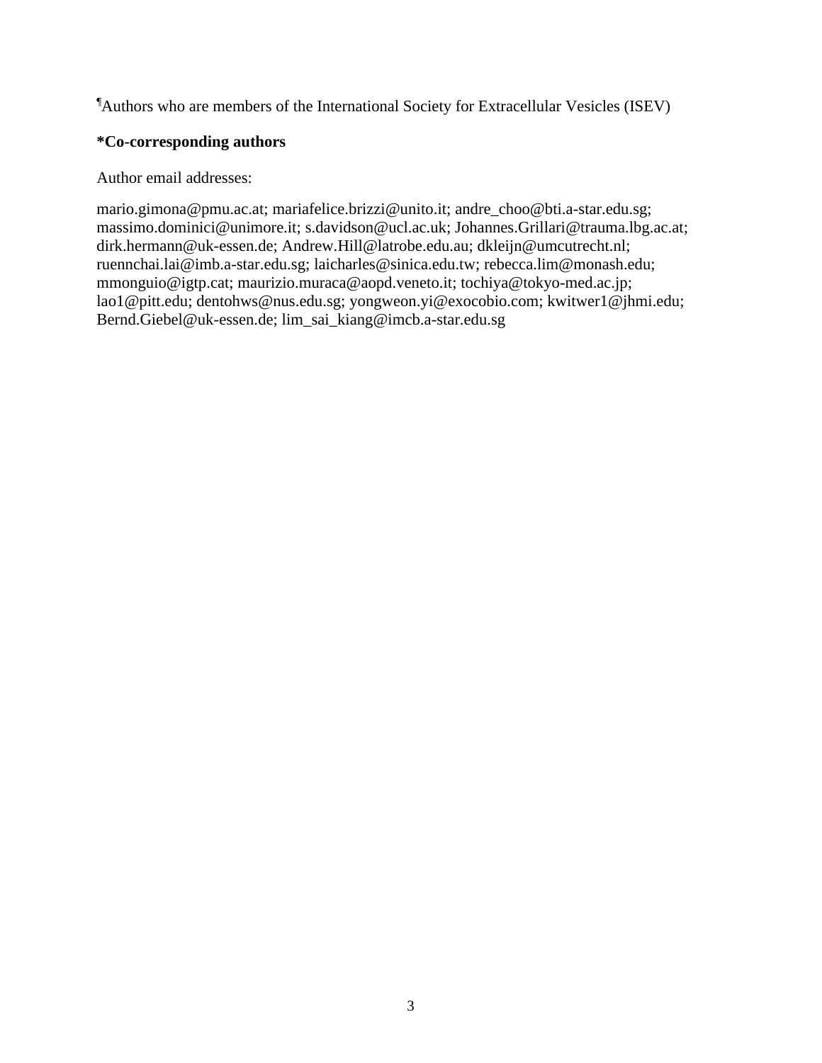[¶]Authors who are members of the International Society for Extracellular Vesicles (ISEV)

**\*Co-corresponding authors**

Author email addresses:

mario.gimona@pmu.ac.at; mariafelice.brizzi@unito.it; andre_choo@bti.a-star.edu.sg; massimo.dominici@unimore.it; s.davidson@ucl.ac.uk; Johannes.Grillari@trauma.lbg.ac.at; dirk.hermann@uk-essen.de; Andrew.Hill@latrobe.edu.au; dkleijn@umcutrecht.nl; ruennchai.lai@imb.a-star.edu.sg; laicharles@sinica.edu.tw; rebecca.lim@monash.edu; mmonguio@igtp.cat; maurizio.muraca@aopd.veneto.it; tochiya@tokyo-med.ac.jp; lao1@pitt.edu; dentohws@nus.edu.sg; yongweon.yi@exocobio.com; kwitwer1@jhmi.edu; Bernd.Giebel@uk-essen.de; lim_sai_kiang@imcb.a-star.edu.sg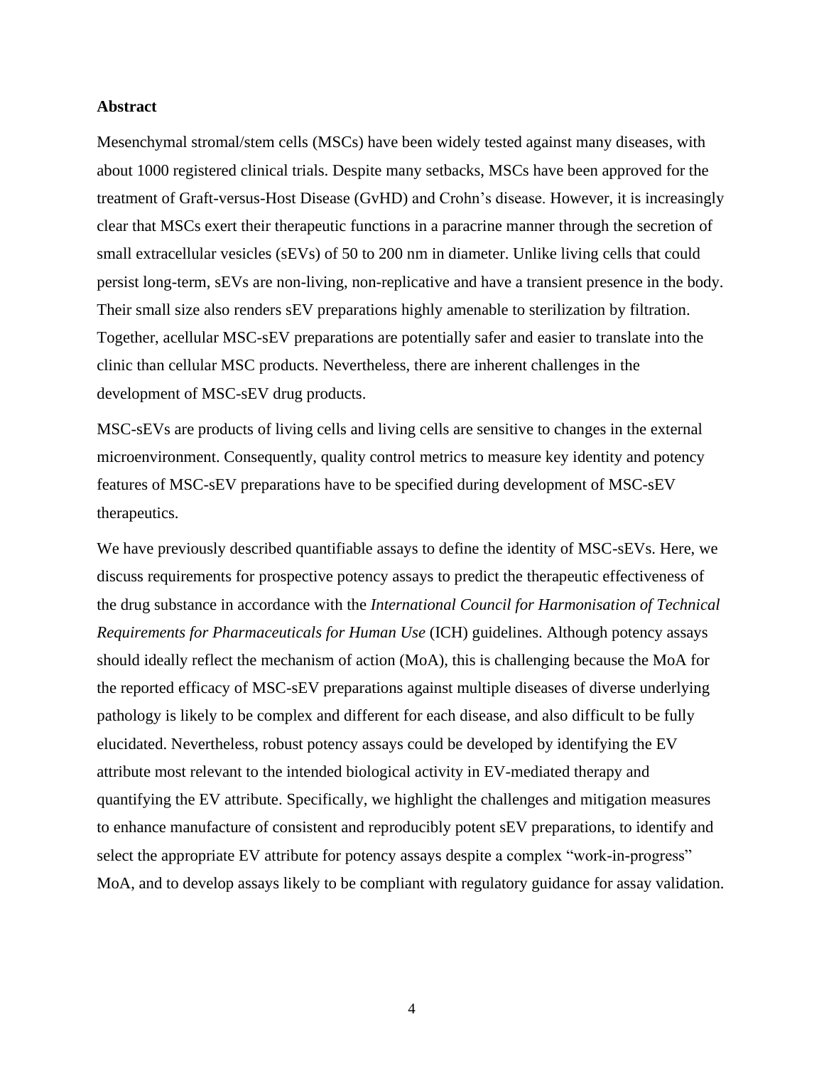## Abstract

Mesenchymal stromal/stem cells (MSCs) have been widely tested against many diseases, with about 1000 registered clinical trials. Despite many setbacks, MSCs have been approved for the treatment of Graft-versus-Host Disease (GvHD) and Crohn's disease. However, it is increasingly clear that MSCs exert their therapeutic functions in a paracrine manner through the secretion of small extracellular vesicles (sEVs) of 50 to 200 nm in diameter. Unlike living cells that could persist long-term, sEVs are non-living, non-replicative and have a transient presence in the body. Their small size also renders sEV preparations highly amenable to sterilization by filtration. Together, acellular MSC-sEV preparations are potentially safer and easier to translate into the clinic than cellular MSC products. Nevertheless, there are inherent challenges in the development of MSC-sEV drug products.

MSC-sEVs are products of living cells and living cells are sensitive to changes in the external microenvironment. Consequently, quality control metrics to measure key identity and potency features of MSC-sEV preparations have to be specified during development of MSC-sEV therapeutics.

We have previously described quantifiable assays to define the identity of MSC-sEVs. Here, we discuss requirements for prospective potency assays to predict the therapeutic effectiveness of the drug substance in accordance with the *International Council for Harmonisation of Technical Requirements for Pharmaceuticals for Human Use* (ICH) guidelines. Although potency assays should ideally reflect the mechanism of action (MoA), this is challenging because the MoA for the reported efficacy of MSC-sEV preparations against multiple diseases of diverse underlying pathology is likely to be complex and different for each disease, and also difficult to be fully elucidated. Nevertheless, robust potency assays could be developed by identifying the EV attribute most relevant to the intended biological activity in EV-mediated therapy and quantifying the EV attribute. Specifically, we highlight the challenges and mitigation measures to enhance manufacture of consistent and reproducibly potent sEV preparations, to identify and select the appropriate EV attribute for potency assays despite a complex "work-in-progress" MoA, and to develop assays likely to be compliant with regulatory guidance for assay validation.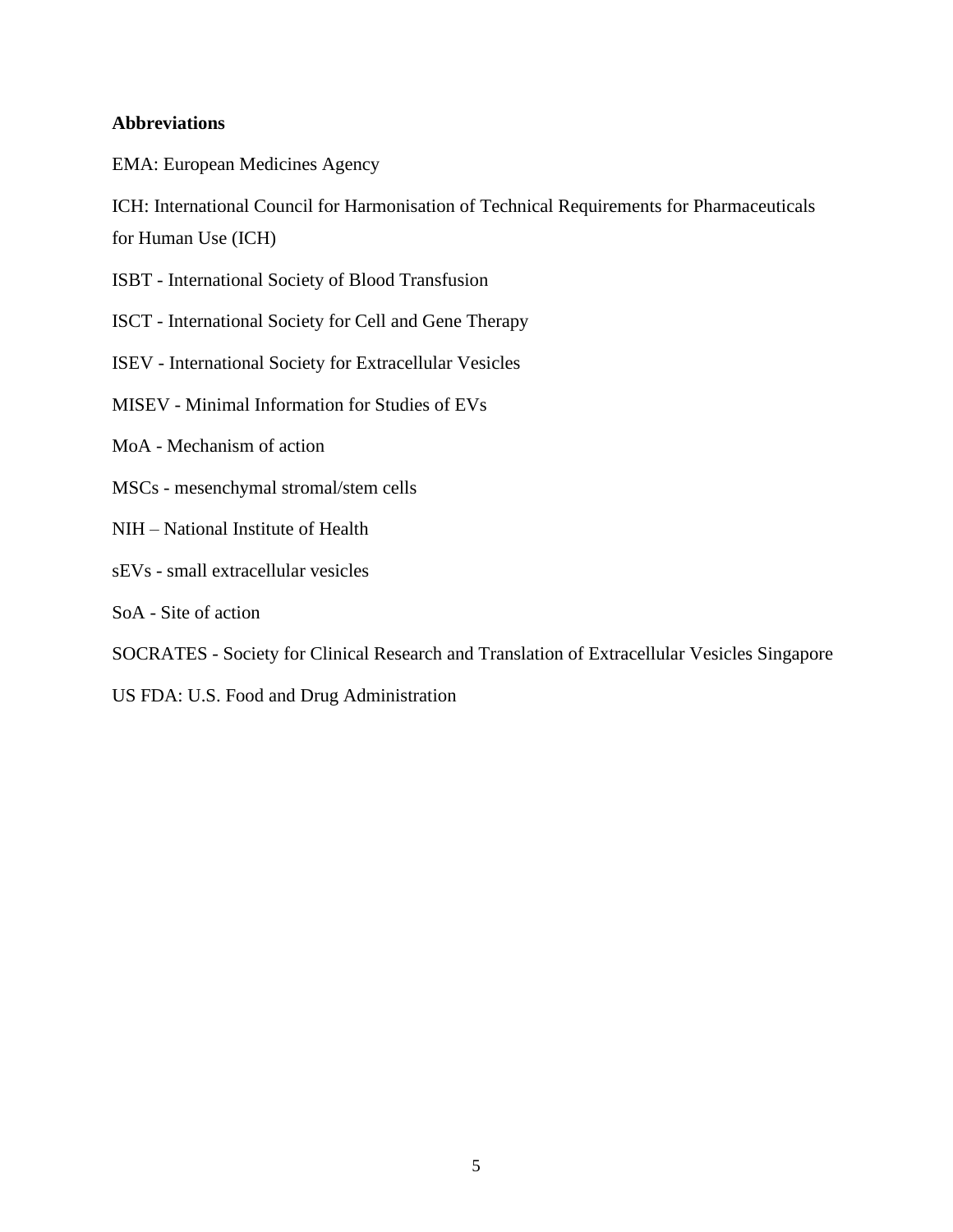**Abbreviations**

EMA: European Medicines Agency

ICH: International Council for Harmonisation of Technical Requirements for Pharmaceuticals for Human Use (ICH)

ISBT - International Society of Blood Transfusion

ISCT - International Society for Cell and Gene Therapy

ISEV - International Society for Extracellular Vesicles

MISEV - Minimal Information for Studies of EVs

MoA - Mechanism of action

MSCs - mesenchymal stromal/stem cells

NIH – National Institute of Health

sEVs - small extracellular vesicles

SoA - Site of action

SOCRATES - Society for Clinical Research and Translation of Extracellular Vesicles Singapore

US FDA: U.S. Food and Drug Administration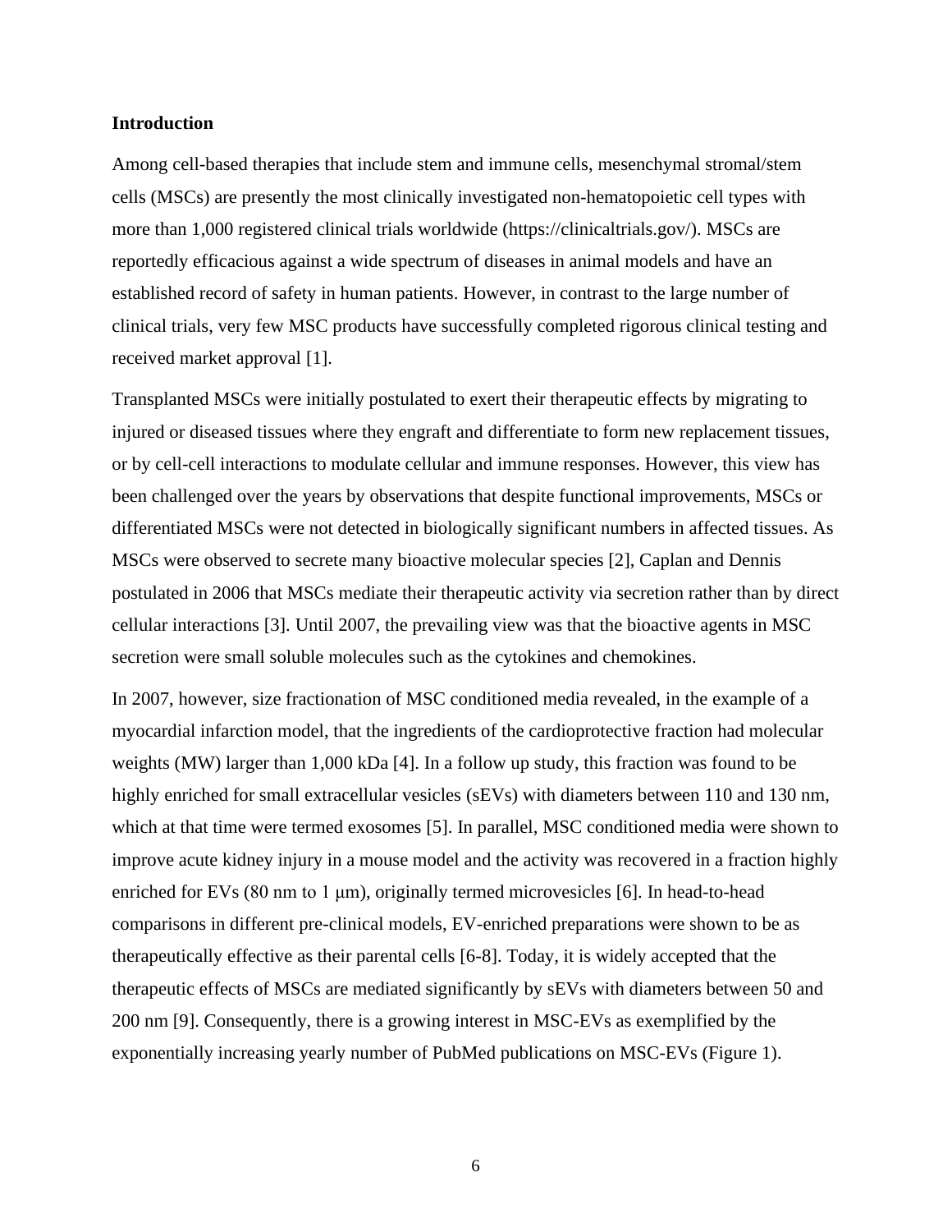## Introduction

Among cell-based therapies that include stem and immune cells, mesenchymal stromal/stem cells (MSCs) are presently the most clinically investigated non-hematopoietic cell types with more than 1,000 registered clinical trials worldwide (https://clinicaltrials.gov/). MSCs are reportedly efficacious against a wide spectrum of diseases in animal models and have an established record of safety in human patients. However, in contrast to the large number of clinical trials, very few MSC products have successfully completed rigorous clinical testing and received market approval [1].

Transplanted MSCs were initially postulated to exert their therapeutic effects by migrating to injured or diseased tissues where they engraft and differentiate to form new replacement tissues, or by cell-cell interactions to modulate cellular and immune responses. However, this view has been challenged over the years by observations that despite functional improvements, MSCs or differentiated MSCs were not detected in biologically significant numbers in affected tissues. As MSCs were observed to secrete many bioactive molecular species [2], Caplan and Dennis postulated in 2006 that MSCs mediate their therapeutic activity via secretion rather than by direct cellular interactions [3]. Until 2007, the prevailing view was that the bioactive agents in MSC secretion were small soluble molecules such as the cytokines and chemokines.

In 2007, however, size fractionation of MSC conditioned media revealed, in the example of a myocardial infarction model, that the ingredients of the cardioprotective fraction had molecular weights (MW) larger than 1,000 kDa [4]. In a follow up study, this fraction was found to be highly enriched for small extracellular vesicles (sEVs) with diameters between 110 and 130 nm, which at that time were termed exosomes [5]. In parallel, MSC conditioned media were shown to improve acute kidney injury in a mouse model and the activity was recovered in a fraction highly enriched for EVs (80 nm to 1 μm), originally termed microvesicles [6]. In head-to-head comparisons in different pre-clinical models, EV-enriched preparations were shown to be as therapeutically effective as their parental cells [6-8]. Today, it is widely accepted that the therapeutic effects of MSCs are mediated significantly by sEVs with diameters between 50 and 200 nm [9]. Consequently, there is a growing interest in MSC-EVs as exemplified by the exponentially increasing yearly number of PubMed publications on MSC-EVs (Figure 1).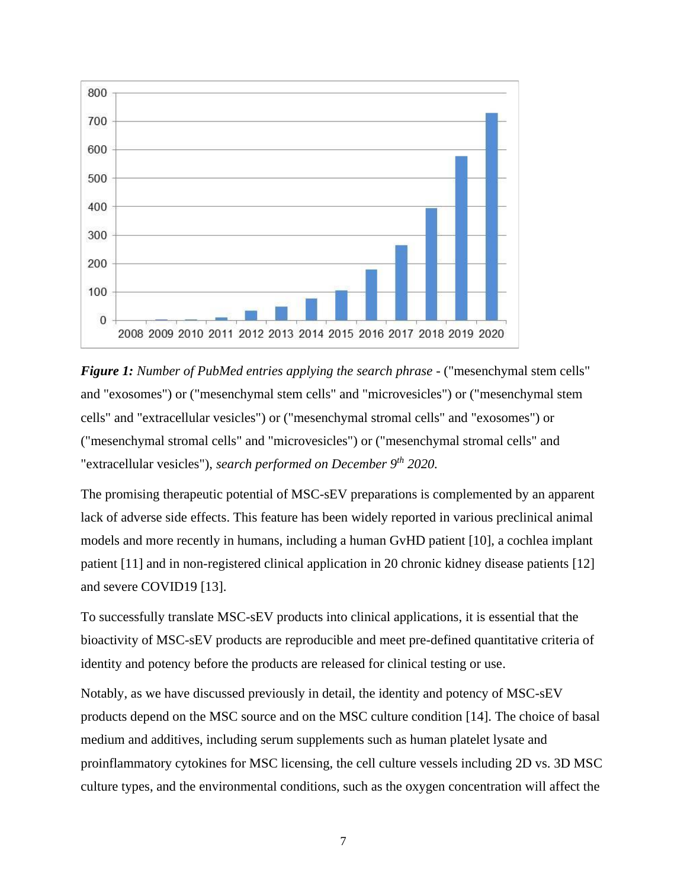***Figure 1:*** *Number of PubMed entries applying the search phrase* - ("mesenchymal stem cells" and "exosomes") or ("mesenchymal stem cells" and "microvesicles") or ("mesenchymal stem cells" and "extracellular vesicles") or ("mesenchymal stromal cells" and "exosomes") or ("mesenchymal stromal cells" and "microvesicles") or ("mesenchymal stromal cells" and "extracellular vesicles"), *search performed on December 9th 2020.*

The promising therapeutic potential of MSC-sEV preparations is complemented by an apparent lack of adverse side effects. This feature has been widely reported in various preclinical animal models and more recently in humans, including a human GvHD patient [10], a cochlea implant patient [11] and in non-registered clinical application in 20 chronic kidney disease patients [12] and severe COVID19 [13].

To successfully translate MSC-sEV products into clinical applications, it is essential that the bioactivity of MSC-sEV products are reproducible and meet pre-defined quantitative criteria of identity and potency before the products are released for clinical testing or use.

Notably, as we have discussed previously in detail, the identity and potency of MSC-sEV products depend on the MSC source and on the MSC culture condition [14]. The choice of basal medium and additives, including serum supplements such as human platelet lysate and proinflammatory cytokines for MSC licensing, the cell culture vessels including 2D vs. 3D MSC culture types, and the environmental conditions, such as the oxygen concentration will affect the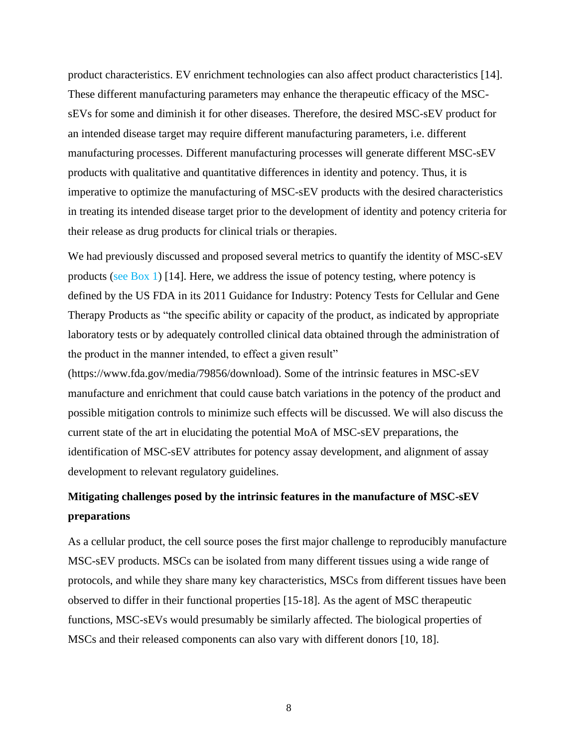product characteristics. EV enrichment technologies can also affect product characteristics [14]. These different manufacturing parameters may enhance the therapeutic efficacy of the MSC-sEVs for some and diminish it for other diseases. Therefore, the desired MSC-sEV product for an intended disease target may require different manufacturing parameters, i.e. different manufacturing processes. Different manufacturing processes will generate different MSC-sEV products with qualitative and quantitative differences in identity and potency. Thus, it is imperative to optimize the manufacturing of MSC-sEV products with the desired characteristics in treating its intended disease target prior to the development of identity and potency criteria for their release as drug products for clinical trials or therapies.

We had previously discussed and proposed several metrics to quantify the identity of MSC-sEV products (see Box 1) [14]. Here, we address the issue of potency testing, where potency is defined by the US FDA in its 2011 Guidance for Industry: Potency Tests for Cellular and Gene Therapy Products as "the specific ability or capacity of the product, as indicated by appropriate laboratory tests or by adequately controlled clinical data obtained through the administration of the product in the manner intended, to effect a given result" (https://www.fda.gov/media/79856/download). Some of the intrinsic features in MSC-sEV manufacture and enrichment that could cause batch variations in the potency of the product and possible mitigation controls to minimize such effects will be discussed. We will also discuss the current state of the art in elucidating the potential MoA of MSC-sEV preparations, the identification of MSC-sEV attributes for potency assay development, and alignment of assay development to relevant regulatory guidelines.

## Mitigating challenges posed by the intrinsic features in the manufacture of MSC-sEV preparations

As a cellular product, the cell source poses the first major challenge to reproducibly manufacture MSC-sEV products. MSCs can be isolated from many different tissues using a wide range of protocols, and while they share many key characteristics, MSCs from different tissues have been observed to differ in their functional properties [15-18]. As the agent of MSC therapeutic functions, MSC-sEVs would presumably be similarly affected. The biological properties of MSCs and their released components can also vary with different donors [10, 18].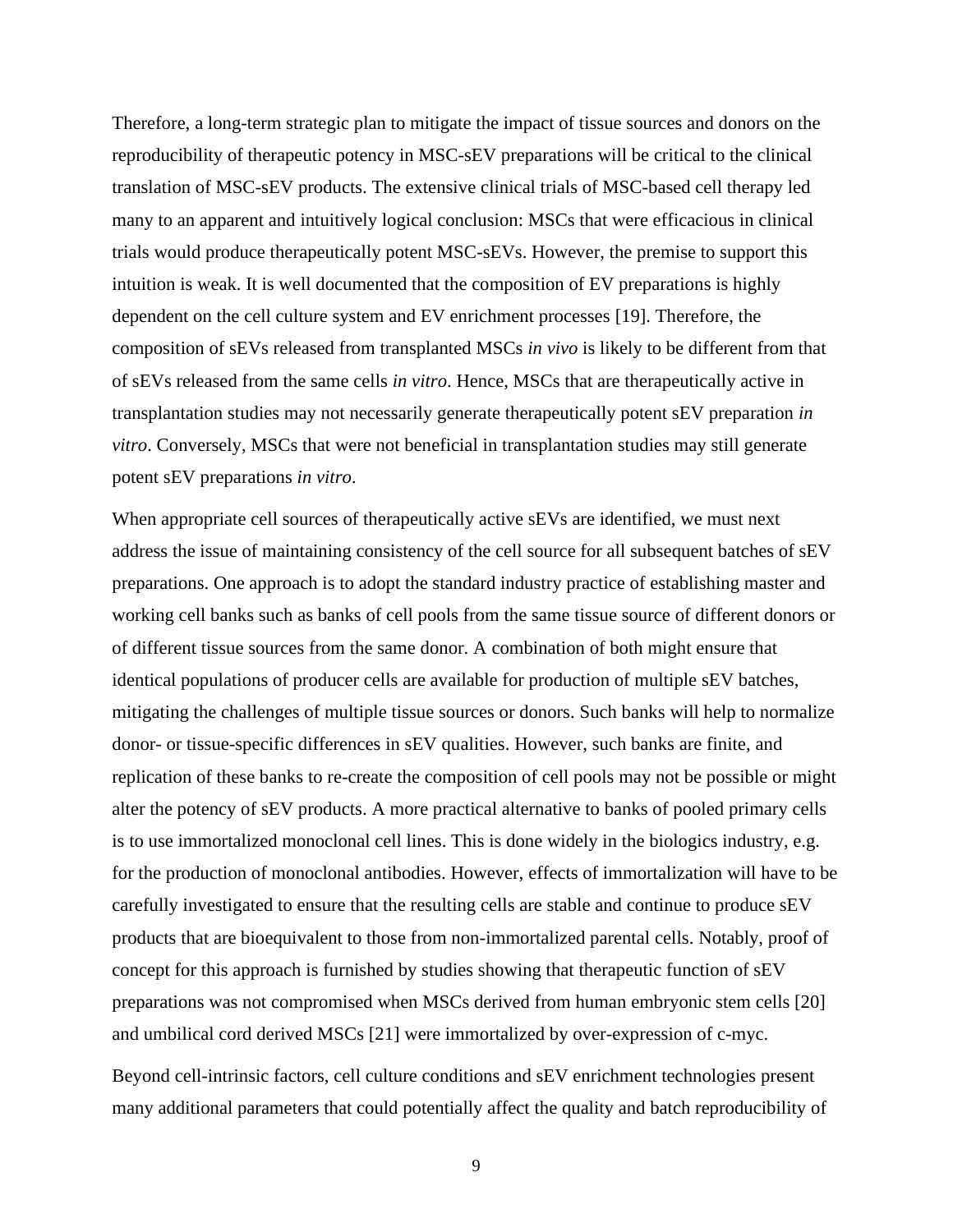Therefore, a long-term strategic plan to mitigate the impact of tissue sources and donors on the reproducibility of therapeutic potency in MSC-sEV preparations will be critical to the clinical translation of MSC-sEV products. The extensive clinical trials of MSC-based cell therapy led many to an apparent and intuitively logical conclusion: MSCs that were efficacious in clinical trials would produce therapeutically potent MSC-sEVs. However, the premise to support this intuition is weak. It is well documented that the composition of EV preparations is highly dependent on the cell culture system and EV enrichment processes [19]. Therefore, the composition of sEVs released from transplanted MSCs *in vivo* is likely to be different from that of sEVs released from the same cells *in vitro*. Hence, MSCs that are therapeutically active in transplantation studies may not necessarily generate therapeutically potent sEV preparation *in vitro*. Conversely, MSCs that were not beneficial in transplantation studies may still generate potent sEV preparations *in vitro*.

When appropriate cell sources of therapeutically active sEVs are identified, we must next address the issue of maintaining consistency of the cell source for all subsequent batches of sEV preparations. One approach is to adopt the standard industry practice of establishing master and working cell banks such as banks of cell pools from the same tissue source of different donors or of different tissue sources from the same donor. A combination of both might ensure that identical populations of producer cells are available for production of multiple sEV batches, mitigating the challenges of multiple tissue sources or donors. Such banks will help to normalize donor- or tissue-specific differences in sEV qualities. However, such banks are finite, and replication of these banks to re-create the composition of cell pools may not be possible or might alter the potency of sEV products. A more practical alternative to banks of pooled primary cells is to use immortalized monoclonal cell lines. This is done widely in the biologics industry, e.g. for the production of monoclonal antibodies. However, effects of immortalization will have to be carefully investigated to ensure that the resulting cells are stable and continue to produce sEV products that are bioequivalent to those from non-immortalized parental cells. Notably, proof of concept for this approach is furnished by studies showing that therapeutic function of sEV preparations was not compromised when MSCs derived from human embryonic stem cells [20] and umbilical cord derived MSCs [21] were immortalized by over-expression of c-myc.

Beyond cell-intrinsic factors, cell culture conditions and sEV enrichment technologies present many additional parameters that could potentially affect the quality and batch reproducibility of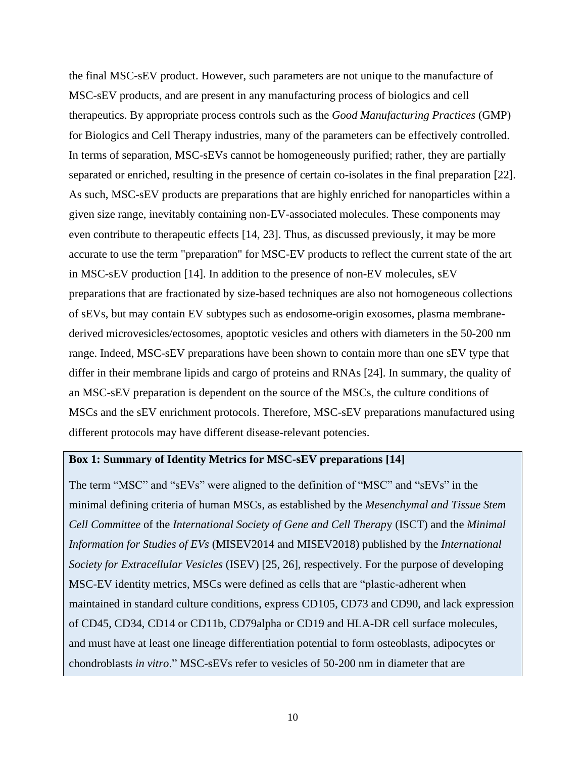the final MSC-sEV product. However, such parameters are not unique to the manufacture of MSC-sEV products, and are present in any manufacturing process of biologics and cell therapeutics. By appropriate process controls such as the *Good Manufacturing Practices* (GMP) for Biologics and Cell Therapy industries, many of the parameters can be effectively controlled. In terms of separation, MSC-sEVs cannot be homogeneously purified; rather, they are partially separated or enriched, resulting in the presence of certain co-isolates in the final preparation [22]. As such, MSC-sEV products are preparations that are highly enriched for nanoparticles within a given size range, inevitably containing non-EV-associated molecules. These components may even contribute to therapeutic effects [14, 23]. Thus, as discussed previously, it may be more accurate to use the term "preparation" for MSC-EV products to reflect the current state of the art in MSC-sEV production [14]. In addition to the presence of non-EV molecules, sEV preparations that are fractionated by size-based techniques are also not homogeneous collections of sEVs, but may contain EV subtypes such as endosome-origin exosomes, plasma membrane-derived microvesicles/ectosomes, apoptotic vesicles and others with diameters in the 50-200 nm range. Indeed, MSC-sEV preparations have been shown to contain more than one sEV type that differ in their membrane lipids and cargo of proteins and RNAs [24]. In summary, the quality of an MSC-sEV preparation is dependent on the source of the MSCs, the culture conditions of MSCs and the sEV enrichment protocols. Therefore, MSC-sEV preparations manufactured using different protocols may have different disease-relevant potencies.

**Box 1: Summary of Identity Metrics for MSC-sEV preparations [14]**

The term "MSC" and "sEVs" were aligned to the definition of "MSC" and "sEVs" in the minimal defining criteria of human MSCs, as established by the *Mesenchymal and Tissue Stem Cell Committee* of the *International Society of Gene and Cell Therapy* (ISCT) and the *Minimal Information for Studies of EVs* (MISEV2014 and MISEV2018) published by the *International Society for Extracellular Vesicles* (ISEV) [25, 26], respectively. For the purpose of developing MSC-EV identity metrics, MSCs were defined as cells that are "plastic-adherent when maintained in standard culture conditions, express CD105, CD73 and CD90, and lack expression of CD45, CD34, CD14 or CD11b, CD79alpha or CD19 and HLA-DR cell surface molecules, and must have at least one lineage differentiation potential to form osteoblasts, adipocytes or chondroblasts *in vitro*." MSC-sEVs refer to vesicles of 50-200 nm in diameter that are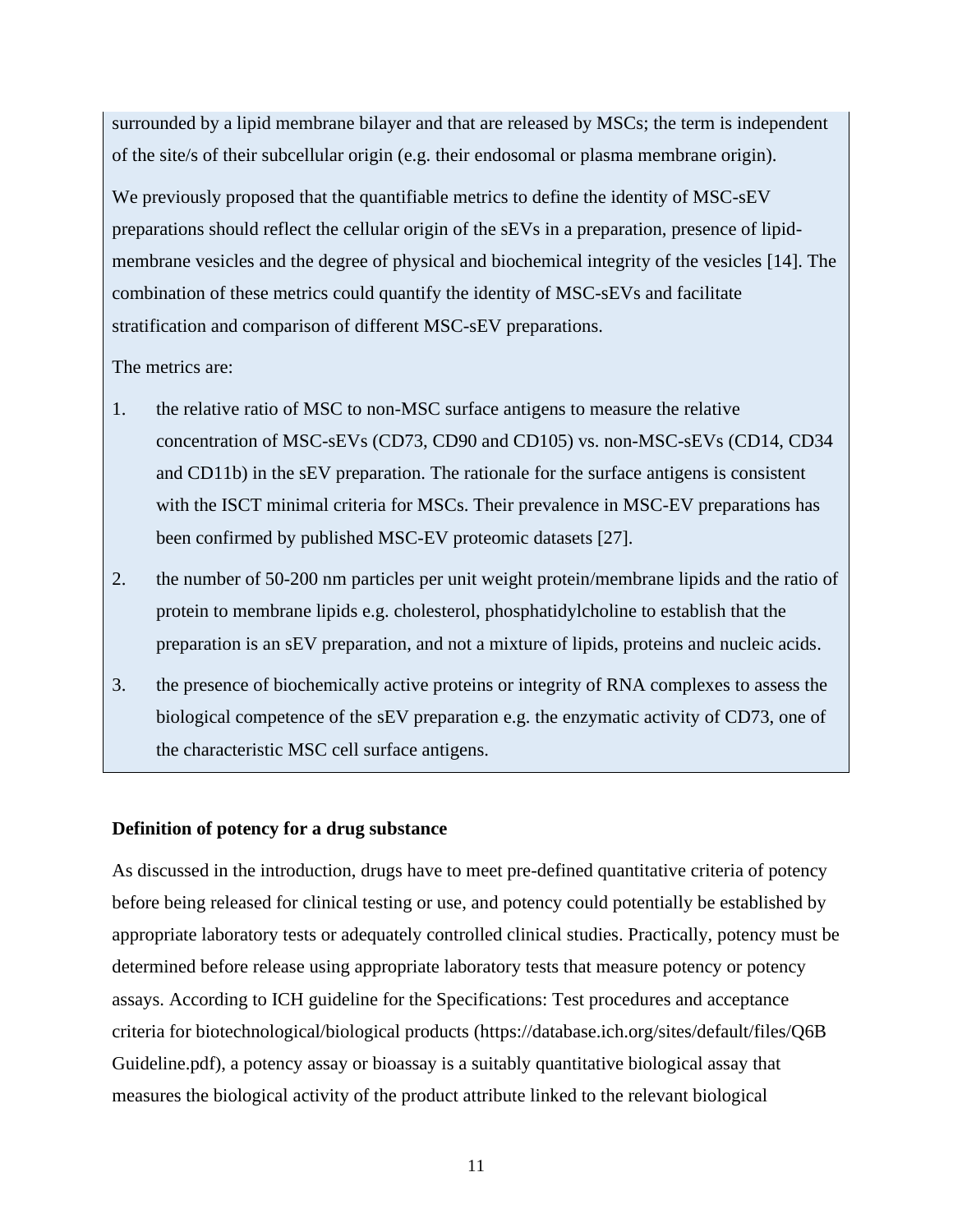surrounded by a lipid membrane bilayer and that are released by MSCs; the term is independent of the site/s of their subcellular origin (e.g. their endosomal or plasma membrane origin).

We previously proposed that the quantifiable metrics to define the identity of MSC-sEV preparations should reflect the cellular origin of the sEVs in a preparation, presence of lipid-membrane vesicles and the degree of physical and biochemical integrity of the vesicles [14]. The combination of these metrics could quantify the identity of MSC-sEVs and facilitate stratification and comparison of different MSC-sEV preparations.

The metrics are:

1. the relative ratio of MSC to non-MSC surface antigens to measure the relative concentration of MSC-sEVs (CD73, CD90 and CD105) vs. non-MSC-sEVs (CD14, CD34 and CD11b) in the sEV preparation. The rationale for the surface antigens is consistent with the ISCT minimal criteria for MSCs. Their prevalence in MSC-EV preparations has been confirmed by published MSC-EV proteomic datasets [27].
2. the number of 50-200 nm particles per unit weight protein/membrane lipids and the ratio of protein to membrane lipids e.g. cholesterol, phosphatidylcholine to establish that the preparation is an sEV preparation, and not a mixture of lipids, proteins and nucleic acids.
3. the presence of biochemically active proteins or integrity of RNA complexes to assess the biological competence of the sEV preparation e.g. the enzymatic activity of CD73, one of the characteristic MSC cell surface antigens.

**Definition of potency for a drug substance**

As discussed in the introduction, drugs have to meet pre-defined quantitative criteria of potency before being released for clinical testing or use, and potency could potentially be established by appropriate laboratory tests or adequately controlled clinical studies. Practically, potency must be determined before release using appropriate laboratory tests that measure potency or potency assays. According to ICH guideline for the Specifications: Test procedures and acceptance criteria for biotechnological/biological products (https://database.ich.org/sites/default/files/Q6B Guideline.pdf), a potency assay or bioassay is a suitably quantitative biological assay that measures the biological activity of the product attribute linked to the relevant biological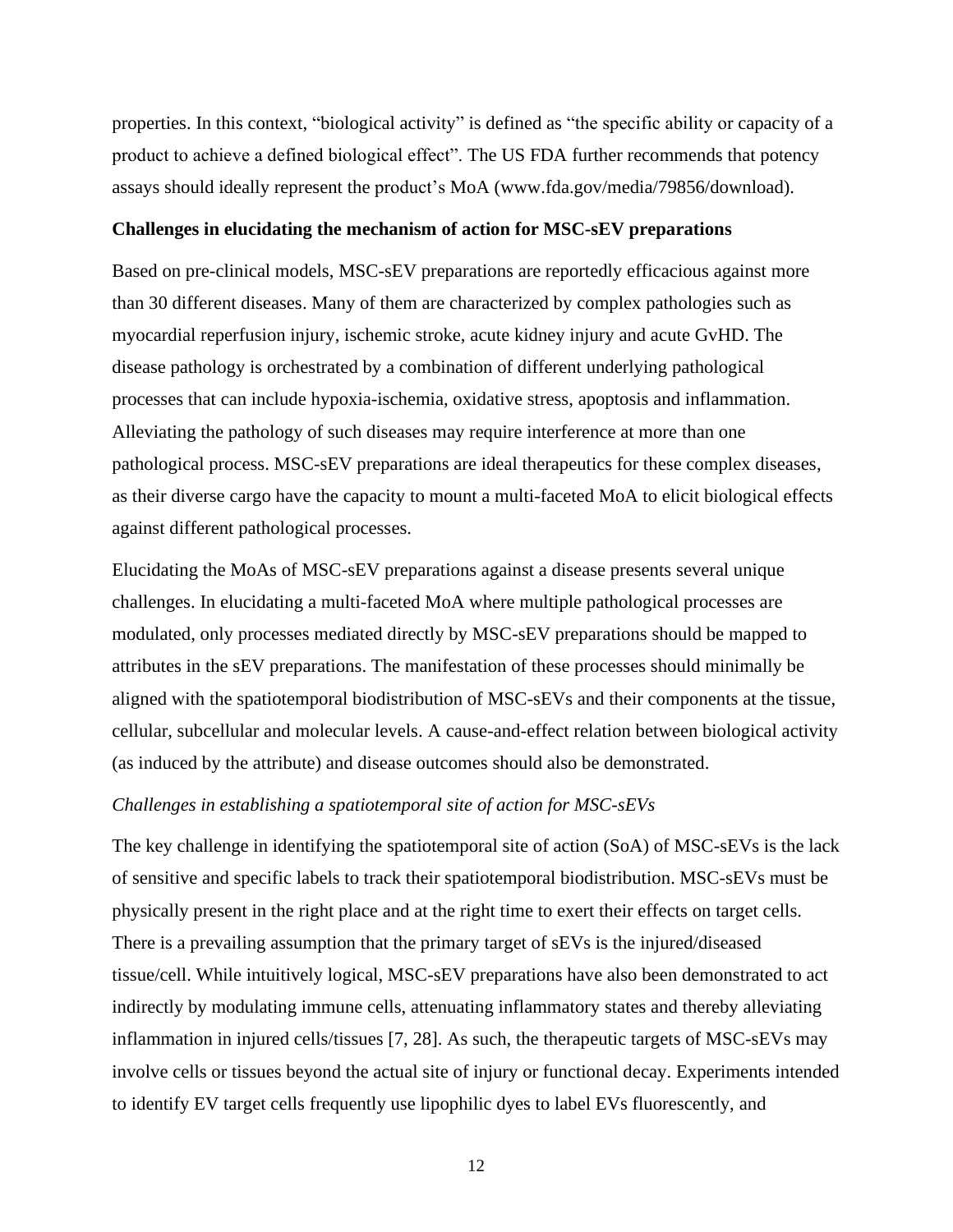properties. In this context, "biological activity" is defined as "the specific ability or capacity of a product to achieve a defined biological effect". The US FDA further recommends that potency assays should ideally represent the product's MoA (www.fda.gov/media/79856/download).

**Challenges in elucidating the mechanism of action for MSC-sEV preparations**

Based on pre-clinical models, MSC-sEV preparations are reportedly efficacious against more than 30 different diseases. Many of them are characterized by complex pathologies such as myocardial reperfusion injury, ischemic stroke, acute kidney injury and acute GvHD. The disease pathology is orchestrated by a combination of different underlying pathological processes that can include hypoxia-ischemia, oxidative stress, apoptosis and inflammation. Alleviating the pathology of such diseases may require interference at more than one pathological process. MSC-sEV preparations are ideal therapeutics for these complex diseases, as their diverse cargo have the capacity to mount a multi-faceted MoA to elicit biological effects against different pathological processes.

Elucidating the MoAs of MSC-sEV preparations against a disease presents several unique challenges. In elucidating a multi-faceted MoA where multiple pathological processes are modulated, only processes mediated directly by MSC-sEV preparations should be mapped to attributes in the sEV preparations. The manifestation of these processes should minimally be aligned with the spatiotemporal biodistribution of MSC-sEVs and their components at the tissue, cellular, subcellular and molecular levels. A cause-and-effect relation between biological activity (as induced by the attribute) and disease outcomes should also be demonstrated.

*Challenges in establishing a spatiotemporal site of action for MSC-sEVs*

The key challenge in identifying the spatiotemporal site of action (SoA) of MSC-sEVs is the lack of sensitive and specific labels to track their spatiotemporal biodistribution. MSC-sEVs must be physically present in the right place and at the right time to exert their effects on target cells. There is a prevailing assumption that the primary target of sEVs is the injured/diseased tissue/cell. While intuitively logical, MSC-sEV preparations have also been demonstrated to act indirectly by modulating immune cells, attenuating inflammatory states and thereby alleviating inflammation in injured cells/tissues [7, 28]. As such, the therapeutic targets of MSC-sEVs may involve cells or tissues beyond the actual site of injury or functional decay. Experiments intended to identify EV target cells frequently use lipophilic dyes to label EVs fluorescently, and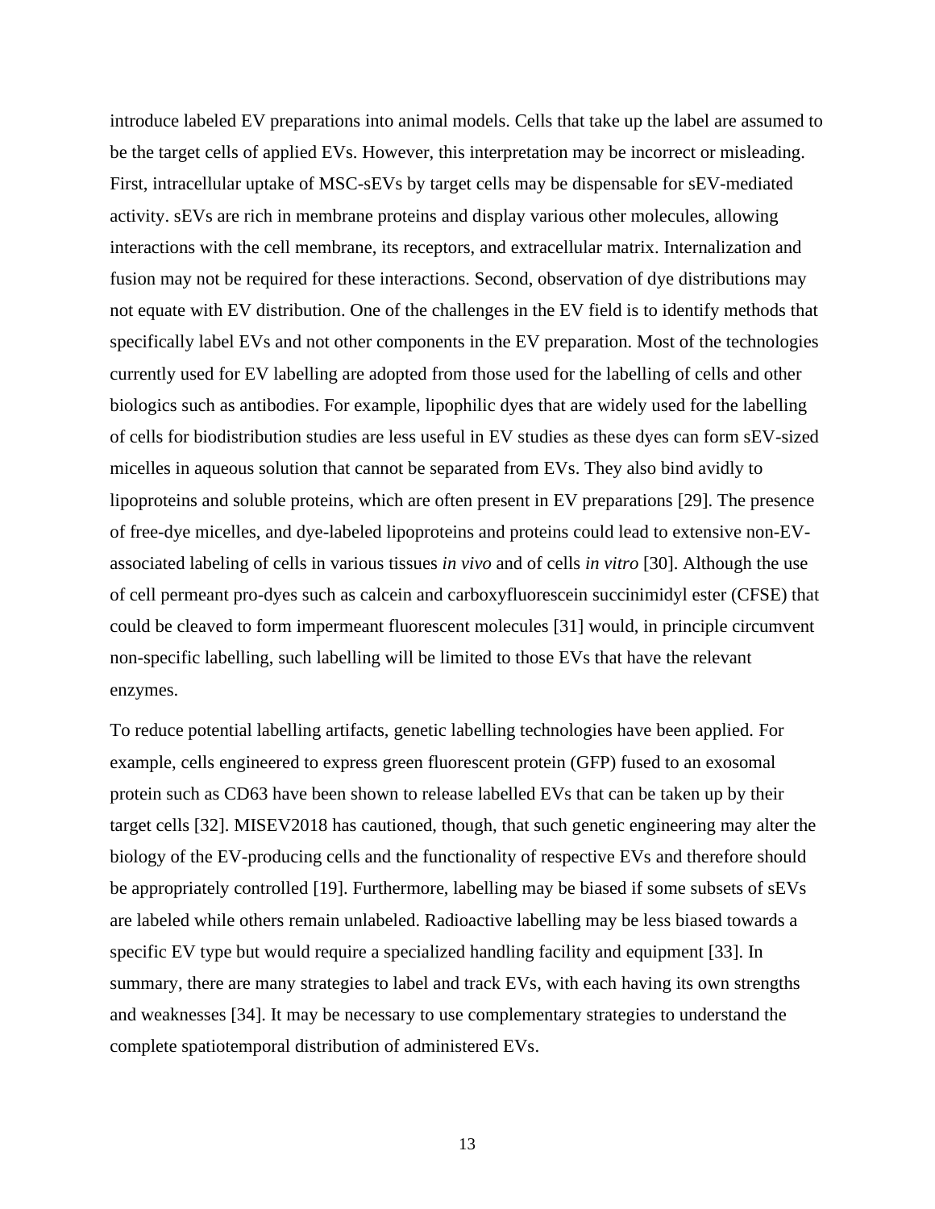introduce labeled EV preparations into animal models. Cells that take up the label are assumed to be the target cells of applied EVs. However, this interpretation may be incorrect or misleading. First, intracellular uptake of MSC-sEVs by target cells may be dispensable for sEV-mediated activity. sEVs are rich in membrane proteins and display various other molecules, allowing interactions with the cell membrane, its receptors, and extracellular matrix. Internalization and fusion may not be required for these interactions. Second, observation of dye distributions may not equate with EV distribution. One of the challenges in the EV field is to identify methods that specifically label EVs and not other components in the EV preparation. Most of the technologies currently used for EV labelling are adopted from those used for the labelling of cells and other biologics such as antibodies. For example, lipophilic dyes that are widely used for the labelling of cells for biodistribution studies are less useful in EV studies as these dyes can form sEV-sized micelles in aqueous solution that cannot be separated from EVs. They also bind avidly to lipoproteins and soluble proteins, which are often present in EV preparations [29]. The presence of free-dye micelles, and dye-labeled lipoproteins and proteins could lead to extensive non-EV-associated labeling of cells in various tissues *in vivo* and of cells *in vitro* [30]. Although the use of cell permeant pro-dyes such as calcein and carboxyfluorescein succinimidyl ester (CFSE) that could be cleaved to form impermeant fluorescent molecules [31] would, in principle circumvent non-specific labelling, such labelling will be limited to those EVs that have the relevant enzymes.

To reduce potential labelling artifacts, genetic labelling technologies have been applied. For example, cells engineered to express green fluorescent protein (GFP) fused to an exosomal protein such as CD63 have been shown to release labelled EVs that can be taken up by their target cells [32]. MISEV2018 has cautioned, though, that such genetic engineering may alter the biology of the EV-producing cells and the functionality of respective EVs and therefore should be appropriately controlled [19]. Furthermore, labelling may be biased if some subsets of sEVs are labeled while others remain unlabeled. Radioactive labelling may be less biased towards a specific EV type but would require a specialized handling facility and equipment [33]. In summary, there are many strategies to label and track EVs, with each having its own strengths and weaknesses [34]. It may be necessary to use complementary strategies to understand the complete spatiotemporal distribution of administered EVs.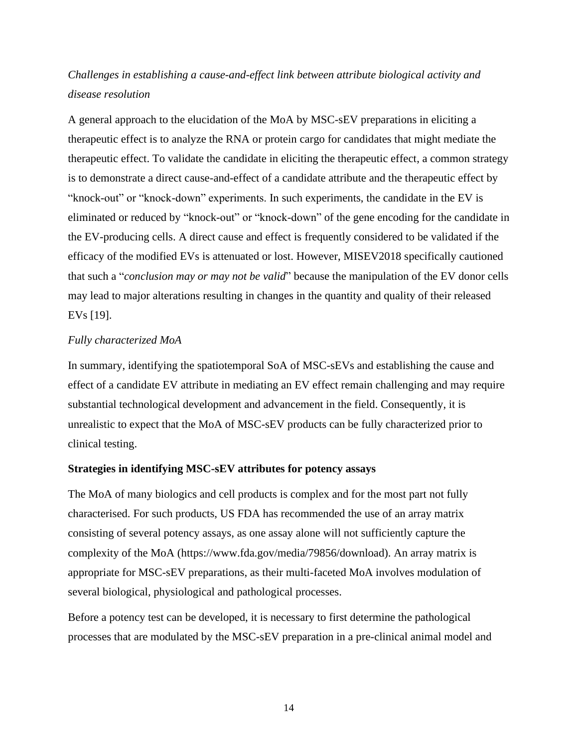*Challenges in establishing a cause-and-effect link between attribute biological activity and disease resolution*

A general approach to the elucidation of the MoA by MSC-sEV preparations in eliciting a therapeutic effect is to analyze the RNA or protein cargo for candidates that might mediate the therapeutic effect. To validate the candidate in eliciting the therapeutic effect, a common strategy is to demonstrate a direct cause-and-effect of a candidate attribute and the therapeutic effect by "knock-out" or "knock-down" experiments. In such experiments, the candidate in the EV is eliminated or reduced by "knock-out" or "knock-down" of the gene encoding for the candidate in the EV-producing cells. A direct cause and effect is frequently considered to be validated if the efficacy of the modified EVs is attenuated or lost. However, MISEV2018 specifically cautioned that such a "*conclusion may or may not be valid*" because the manipulation of the EV donor cells may lead to major alterations resulting in changes in the quantity and quality of their released EVs [19].

*Fully characterized MoA*

In summary, identifying the spatiotemporal SoA of MSC-sEVs and establishing the cause and effect of a candidate EV attribute in mediating an EV effect remain challenging and may require substantial technological development and advancement in the field. Consequently, it is unrealistic to expect that the MoA of MSC-sEV products can be fully characterized prior to clinical testing.

**Strategies in identifying MSC-sEV attributes for potency assays**

The MoA of many biologics and cell products is complex and for the most part not fully characterised. For such products, US FDA has recommended the use of an array matrix consisting of several potency assays, as one assay alone will not sufficiently capture the complexity of the MoA (https://www.fda.gov/media/79856/download). An array matrix is appropriate for MSC-sEV preparations, as their multi-faceted MoA involves modulation of several biological, physiological and pathological processes.

Before a potency test can be developed, it is necessary to first determine the pathological processes that are modulated by the MSC-sEV preparation in a pre-clinical animal model and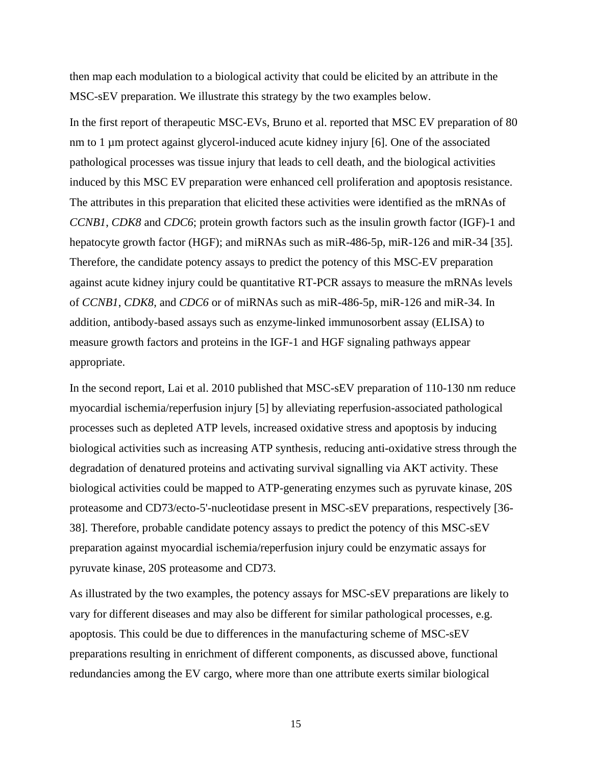then map each modulation to a biological activity that could be elicited by an attribute in the MSC-sEV preparation. We illustrate this strategy by the two examples below.

In the first report of therapeutic MSC-EVs, Bruno et al. reported that MSC EV preparation of 80 nm to 1 µm protect against glycerol-induced acute kidney injury [6]. One of the associated pathological processes was tissue injury that leads to cell death, and the biological activities induced by this MSC EV preparation were enhanced cell proliferation and apoptosis resistance. The attributes in this preparation that elicited these activities were identified as the mRNAs of *CCNB1*, *CDK8* and *CDC6*; protein growth factors such as the insulin growth factor (IGF)-1 and hepatocyte growth factor (HGF); and miRNAs such as miR-486-5p, miR-126 and miR-34 [35]. Therefore, the candidate potency assays to predict the potency of this MSC-EV preparation against acute kidney injury could be quantitative RT-PCR assays to measure the mRNAs levels of *CCNB1*, *CDK8*, and *CDC6* or of miRNAs such as miR-486-5p, miR-126 and miR-34. In addition, antibody-based assays such as enzyme-linked immunosorbent assay (ELISA) to measure growth factors and proteins in the IGF-1 and HGF signaling pathways appear appropriate.

In the second report, Lai et al. 2010 published that MSC-sEV preparation of 110-130 nm reduce myocardial ischemia/reperfusion injury [5] by alleviating reperfusion-associated pathological processes such as depleted ATP levels, increased oxidative stress and apoptosis by inducing biological activities such as increasing ATP synthesis, reducing anti-oxidative stress through the degradation of denatured proteins and activating survival signalling via AKT activity. These biological activities could be mapped to ATP-generating enzymes such as pyruvate kinase, 20S proteasome and CD73/ecto-5'-nucleotidase present in MSC-sEV preparations, respectively [36-38]. Therefore, probable candidate potency assays to predict the potency of this MSC-sEV preparation against myocardial ischemia/reperfusion injury could be enzymatic assays for pyruvate kinase, 20S proteasome and CD73.

As illustrated by the two examples, the potency assays for MSC-sEV preparations are likely to vary for different diseases and may also be different for similar pathological processes, e.g. apoptosis. This could be due to differences in the manufacturing scheme of MSC-sEV preparations resulting in enrichment of different components, as discussed above, functional redundancies among the EV cargo, where more than one attribute exerts similar biological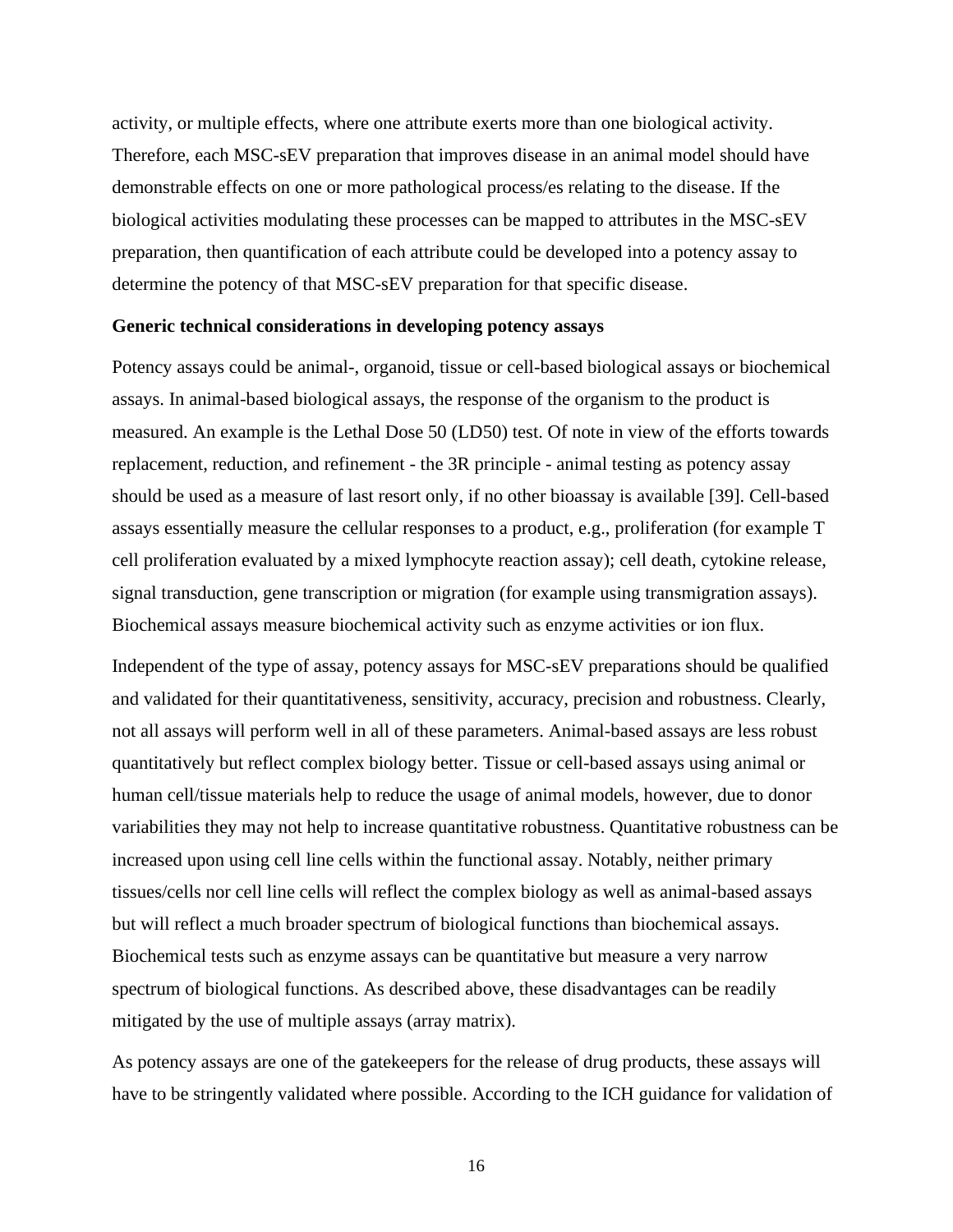activity, or multiple effects, where one attribute exerts more than one biological activity. Therefore, each MSC-sEV preparation that improves disease in an animal model should have demonstrable effects on one or more pathological process/es relating to the disease. If the biological activities modulating these processes can be mapped to attributes in the MSC-sEV preparation, then quantification of each attribute could be developed into a potency assay to determine the potency of that MSC-sEV preparation for that specific disease.

**Generic technical considerations in developing potency assays**

Potency assays could be animal-, organoid, tissue or cell-based biological assays or biochemical assays. In animal-based biological assays, the response of the organism to the product is measured. An example is the Lethal Dose 50 (LD50) test. Of note in view of the efforts towards replacement, reduction, and refinement - the 3R principle - animal testing as potency assay should be used as a measure of last resort only, if no other bioassay is available [39]. Cell-based assays essentially measure the cellular responses to a product, e.g., proliferation (for example T cell proliferation evaluated by a mixed lymphocyte reaction assay); cell death, cytokine release, signal transduction, gene transcription or migration (for example using transmigration assays). Biochemical assays measure biochemical activity such as enzyme activities or ion flux.

Independent of the type of assay, potency assays for MSC-sEV preparations should be qualified and validated for their quantitativeness, sensitivity, accuracy, precision and robustness. Clearly, not all assays will perform well in all of these parameters. Animal-based assays are less robust quantitatively but reflect complex biology better. Tissue or cell-based assays using animal or human cell/tissue materials help to reduce the usage of animal models, however, due to donor variabilities they may not help to increase quantitative robustness. Quantitative robustness can be increased upon using cell line cells within the functional assay. Notably, neither primary tissues/cells nor cell line cells will reflect the complex biology as well as animal-based assays but will reflect a much broader spectrum of biological functions than biochemical assays. Biochemical tests such as enzyme assays can be quantitative but measure a very narrow spectrum of biological functions. As described above, these disadvantages can be readily mitigated by the use of multiple assays (array matrix).

As potency assays are one of the gatekeepers for the release of drug products, these assays will have to be stringently validated where possible. According to the ICH guidance for validation of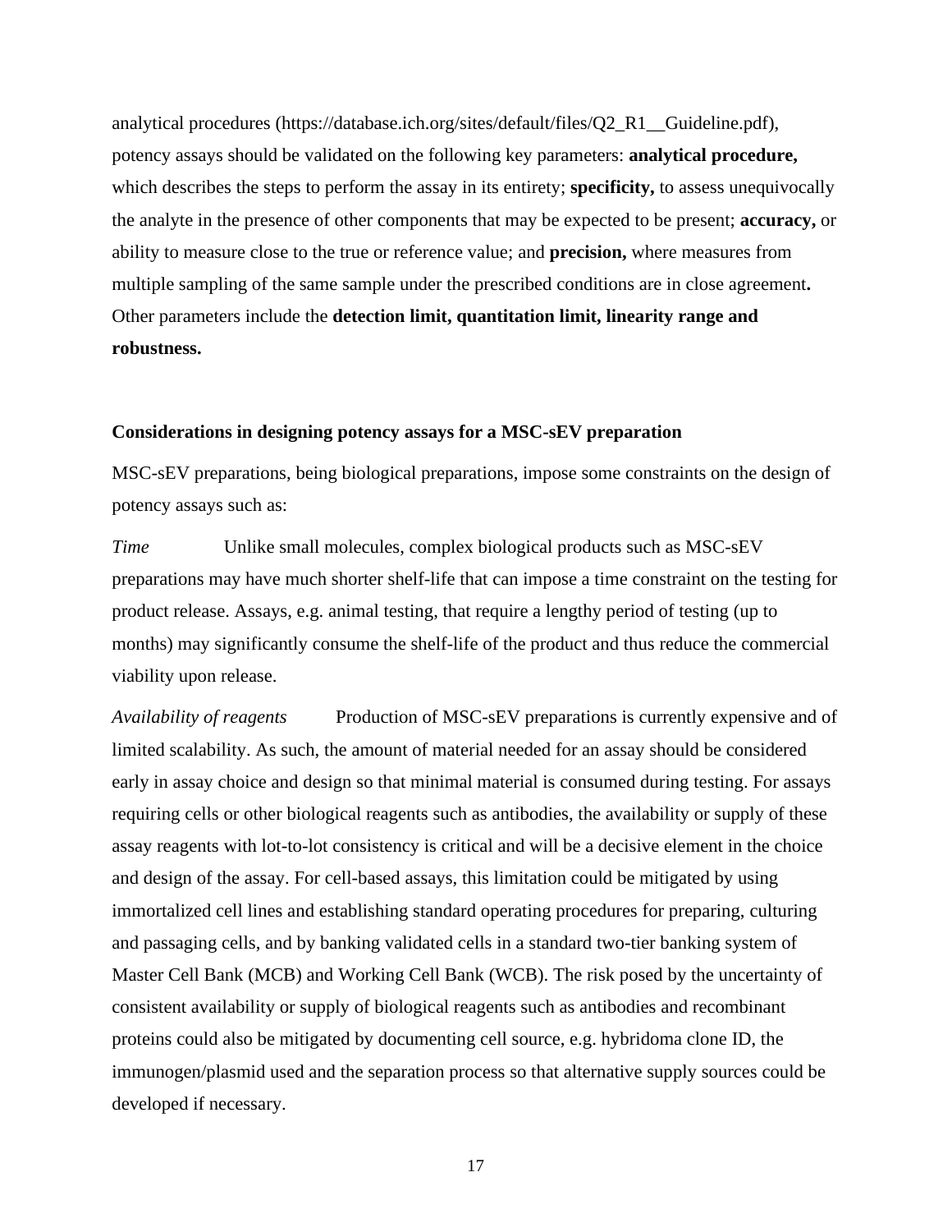analytical procedures (https://database.ich.org/sites/default/files/Q2_R1__Guideline.pdf), potency assays should be validated on the following key parameters: **analytical procedure,** which describes the steps to perform the assay in its entirety; **specificity,** to assess unequivocally the analyte in the presence of other components that may be expected to be present; **accuracy,** or ability to measure close to the true or reference value; and **precision,** where measures from multiple sampling of the same sample under the prescribed conditions are in close agreement**.** Other parameters include the **detection limit, quantitation limit, linearity range and robustness.**

**Considerations in designing potency assays for a MSC-sEV preparation**

MSC-sEV preparations, being biological preparations, impose some constraints on the design of potency assays such as:

*Time* Unlike small molecules, complex biological products such as MSC-sEV preparations may have much shorter shelf-life that can impose a time constraint on the testing for product release. Assays, e.g. animal testing, that require a lengthy period of testing (up to months) may significantly consume the shelf-life of the product and thus reduce the commercial viability upon release.

*Availability of reagents* Production of MSC-sEV preparations is currently expensive and of limited scalability. As such, the amount of material needed for an assay should be considered early in assay choice and design so that minimal material is consumed during testing. For assays requiring cells or other biological reagents such as antibodies, the availability or supply of these assay reagents with lot-to-lot consistency is critical and will be a decisive element in the choice and design of the assay. For cell-based assays, this limitation could be mitigated by using immortalized cell lines and establishing standard operating procedures for preparing, culturing and passaging cells, and by banking validated cells in a standard two-tier banking system of Master Cell Bank (MCB) and Working Cell Bank (WCB). The risk posed by the uncertainty of consistent availability or supply of biological reagents such as antibodies and recombinant proteins could also be mitigated by documenting cell source, e.g. hybridoma clone ID, the immunogen/plasmid used and the separation process so that alternative supply sources could be developed if necessary.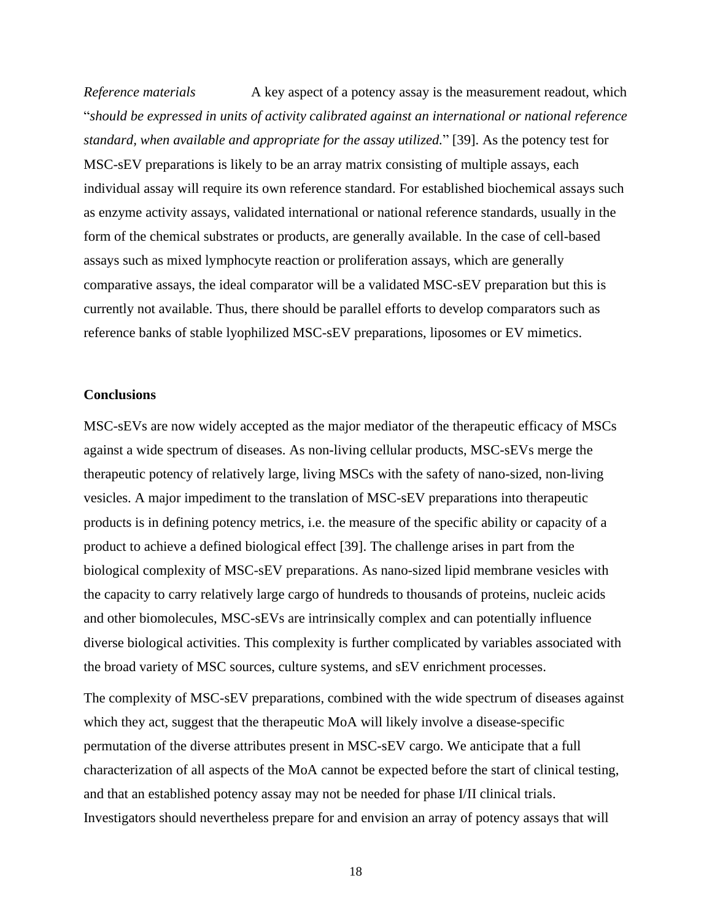*Reference materials* A key aspect of a potency assay is the measurement readout, which "*should be expressed in units of activity calibrated against an international or national reference standard, when available and appropriate for the assay utilized.*" [39]. As the potency test for MSC-sEV preparations is likely to be an array matrix consisting of multiple assays, each individual assay will require its own reference standard. For established biochemical assays such as enzyme activity assays, validated international or national reference standards, usually in the form of the chemical substrates or products, are generally available. In the case of cell-based assays such as mixed lymphocyte reaction or proliferation assays, which are generally comparative assays, the ideal comparator will be a validated MSC-sEV preparation but this is currently not available. Thus, there should be parallel efforts to develop comparators such as reference banks of stable lyophilized MSC-sEV preparations, liposomes or EV mimetics.

## Conclusions

MSC-sEVs are now widely accepted as the major mediator of the therapeutic efficacy of MSCs against a wide spectrum of diseases. As non-living cellular products, MSC-sEVs merge the therapeutic potency of relatively large, living MSCs with the safety of nano-sized, non-living vesicles. A major impediment to the translation of MSC-sEV preparations into therapeutic products is in defining potency metrics, i.e. the measure of the specific ability or capacity of a product to achieve a defined biological effect [39]. The challenge arises in part from the biological complexity of MSC-sEV preparations. As nano-sized lipid membrane vesicles with the capacity to carry relatively large cargo of hundreds to thousands of proteins, nucleic acids and other biomolecules, MSC-sEVs are intrinsically complex and can potentially influence diverse biological activities. This complexity is further complicated by variables associated with the broad variety of MSC sources, culture systems, and sEV enrichment processes.

The complexity of MSC-sEV preparations, combined with the wide spectrum of diseases against which they act, suggest that the therapeutic MoA will likely involve a disease-specific permutation of the diverse attributes present in MSC-sEV cargo. We anticipate that a full characterization of all aspects of the MoA cannot be expected before the start of clinical testing, and that an established potency assay may not be needed for phase I/II clinical trials. Investigators should nevertheless prepare for and envision an array of potency assays that will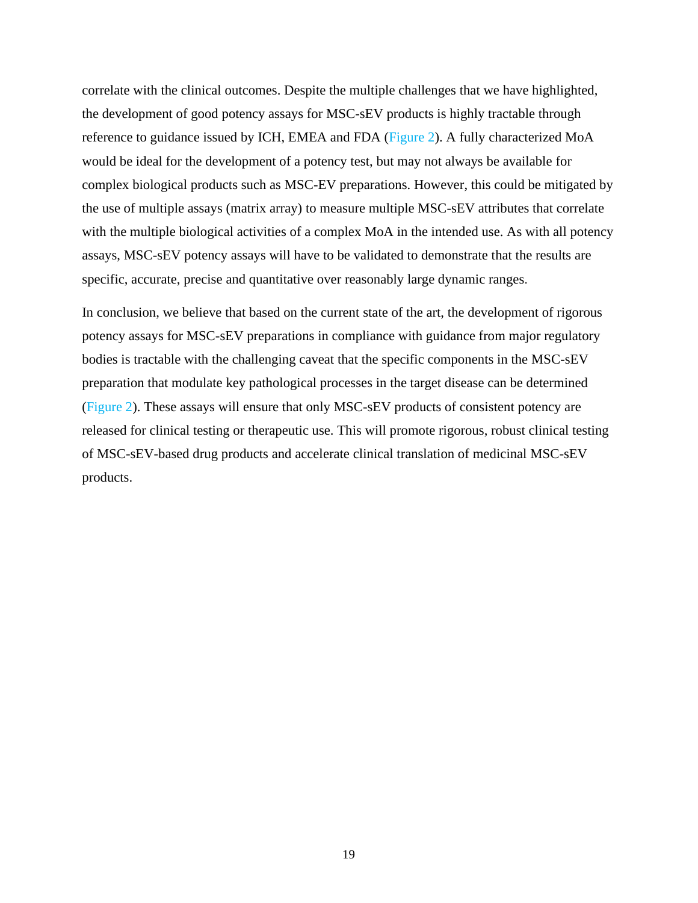correlate with the clinical outcomes. Despite the multiple challenges that we have highlighted, the development of good potency assays for MSC-sEV products is highly tractable through reference to guidance issued by ICH, EMEA and FDA (Figure 2). A fully characterized MoA would be ideal for the development of a potency test, but may not always be available for complex biological products such as MSC-EV preparations. However, this could be mitigated by the use of multiple assays (matrix array) to measure multiple MSC-sEV attributes that correlate with the multiple biological activities of a complex MoA in the intended use. As with all potency assays, MSC-sEV potency assays will have to be validated to demonstrate that the results are specific, accurate, precise and quantitative over reasonably large dynamic ranges.

In conclusion, we believe that based on the current state of the art, the development of rigorous potency assays for MSC-sEV preparations in compliance with guidance from major regulatory bodies is tractable with the challenging caveat that the specific components in the MSC-sEV preparation that modulate key pathological processes in the target disease can be determined (Figure 2). These assays will ensure that only MSC-sEV products of consistent potency are released for clinical testing or therapeutic use. This will promote rigorous, robust clinical testing of MSC-sEV-based drug products and accelerate clinical translation of medicinal MSC-sEV products.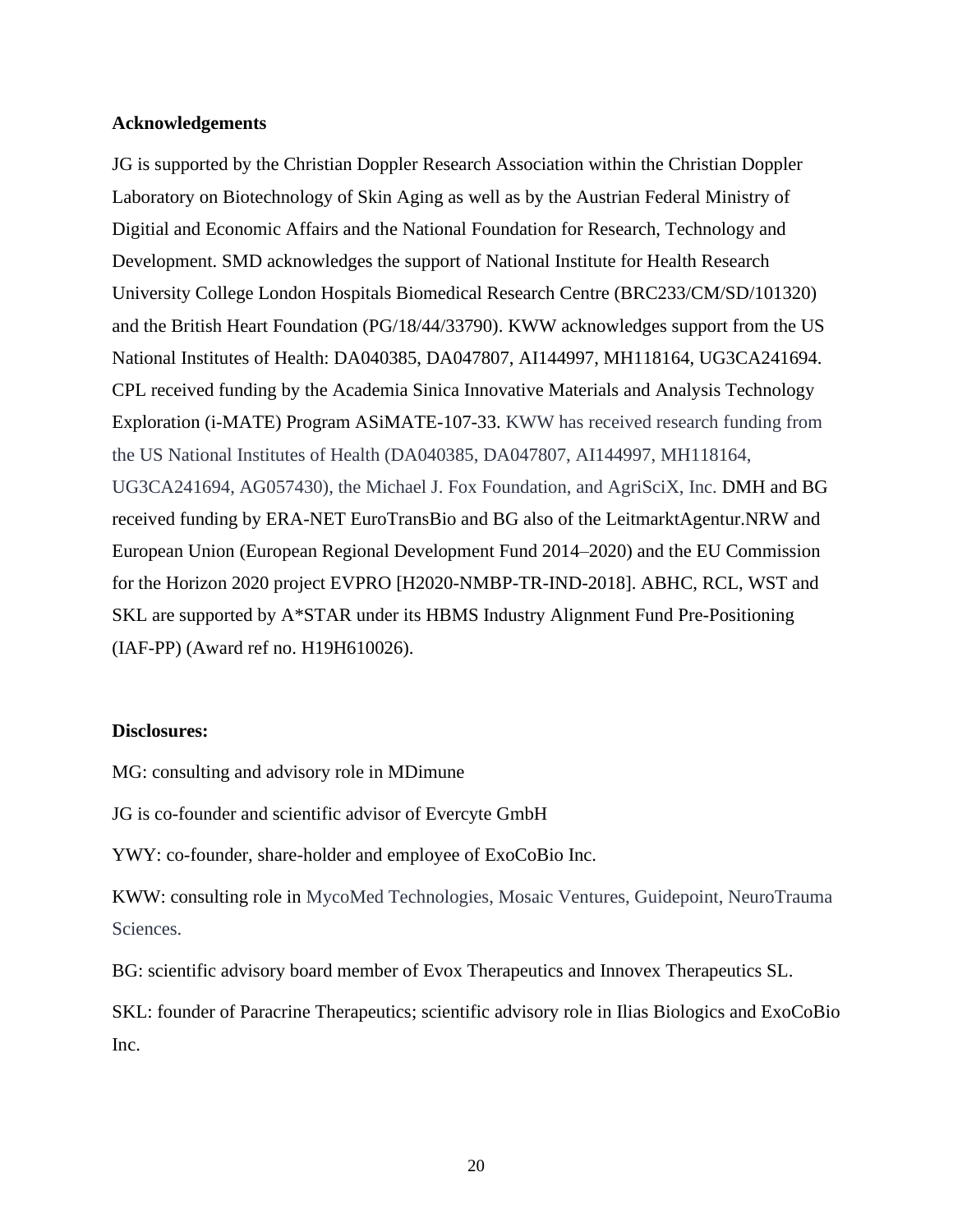**Acknowledgements**

JG is supported by the Christian Doppler Research Association within the Christian Doppler Laboratory on Biotechnology of Skin Aging as well as by the Austrian Federal Ministry of Digitial and Economic Affairs and the National Foundation for Research, Technology and Development. SMD acknowledges the support of National Institute for Health Research University College London Hospitals Biomedical Research Centre (BRC233/CM/SD/101320) and the British Heart Foundation (PG/18/44/33790). KWW acknowledges support from the US National Institutes of Health: DA040385, DA047807, AI144997, MH118164, UG3CA241694. CPL received funding by the Academia Sinica Innovative Materials and Analysis Technology Exploration (i-MATE) Program ASiMATE-107-33. KWW has received research funding from the US National Institutes of Health (DA040385, DA047807, AI144997, MH118164, UG3CA241694, AG057430), the Michael J. Fox Foundation, and AgriSciX, Inc. DMH and BG received funding by ERA-NET EuroTransBio and BG also of the LeitmarktAgentur.NRW and European Union (European Regional Development Fund 2014–2020) and the EU Commission for the Horizon 2020 project EVPRO [H2020-NMBP-TR-IND-2018]. ABHC, RCL, WST and SKL are supported by A*STAR under its HBMS Industry Alignment Fund Pre-Positioning (IAF-PP) (Award ref no. H19H610026).

**Disclosures:**

MG: consulting and advisory role in MDimune

JG is co-founder and scientific advisor of Evercyte GmbH

YWY: co-founder, share-holder and employee of ExoCoBio Inc.

KWW: consulting role in MycoMed Technologies, Mosaic Ventures, Guidepoint, NeuroTrauma Sciences.

BG: scientific advisory board member of Evox Therapeutics and Innovex Therapeutics SL.

SKL: founder of Paracrine Therapeutics; scientific advisory role in Ilias Biologics and ExoCoBio Inc.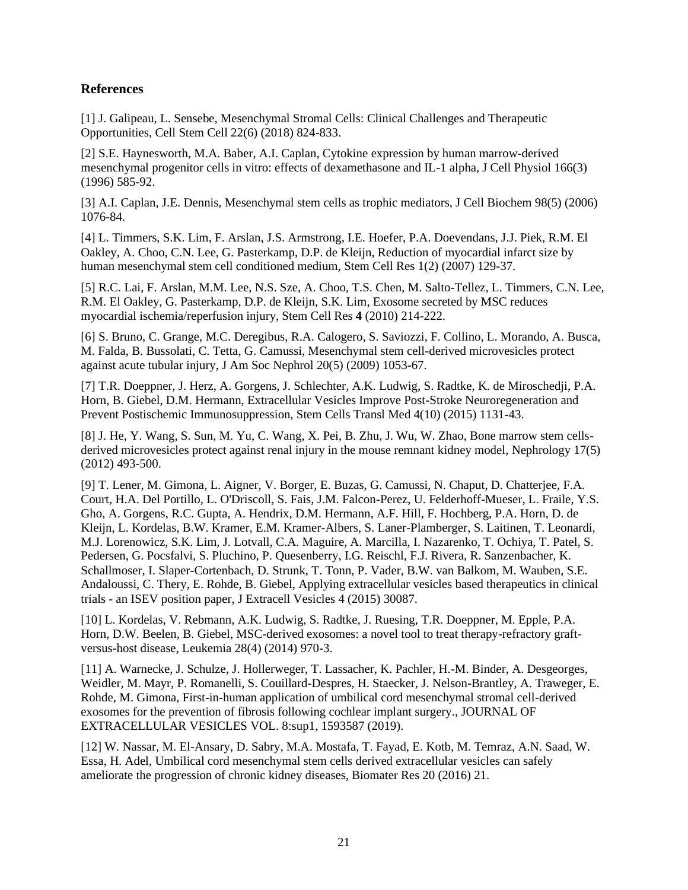## References

[1] J. Galipeau, L. Sensebe, Mesenchymal Stromal Cells: Clinical Challenges and Therapeutic Opportunities, Cell Stem Cell 22(6) (2018) 824-833.

[2] S.E. Haynesworth, M.A. Baber, A.I. Caplan, Cytokine expression by human marrow-derived mesenchymal progenitor cells in vitro: effects of dexamethasone and IL-1 alpha, J Cell Physiol 166(3) (1996) 585-92.

[3] A.I. Caplan, J.E. Dennis, Mesenchymal stem cells as trophic mediators, J Cell Biochem 98(5) (2006) 1076-84.

[4] L. Timmers, S.K. Lim, F. Arslan, J.S. Armstrong, I.E. Hoefer, P.A. Doevendans, J.J. Piek, R.M. El Oakley, A. Choo, C.N. Lee, G. Pasterkamp, D.P. de Kleijn, Reduction of myocardial infarct size by human mesenchymal stem cell conditioned medium, Stem Cell Res 1(2) (2007) 129-37.

[5] R.C. Lai, F. Arslan, M.M. Lee, N.S. Sze, A. Choo, T.S. Chen, M. Salto-Tellez, L. Timmers, C.N. Lee, R.M. El Oakley, G. Pasterkamp, D.P. de Kleijn, S.K. Lim, Exosome secreted by MSC reduces myocardial ischemia/reperfusion injury, Stem Cell Res **4** (2010) 214-222.

[6] S. Bruno, C. Grange, M.C. Deregibus, R.A. Calogero, S. Saviozzi, F. Collino, L. Morando, A. Busca, M. Falda, B. Bussolati, C. Tetta, G. Camussi, Mesenchymal stem cell-derived microvesicles protect against acute tubular injury, J Am Soc Nephrol 20(5) (2009) 1053-67.

[7] T.R. Doeppner, J. Herz, A. Gorgens, J. Schlechter, A.K. Ludwig, S. Radtke, K. de Miroschedji, P.A. Horn, B. Giebel, D.M. Hermann, Extracellular Vesicles Improve Post-Stroke Neuroregeneration and Prevent Postischemic Immunosuppression, Stem Cells Transl Med 4(10) (2015) 1131-43.

[8] J. He, Y. Wang, S. Sun, M. Yu, C. Wang, X. Pei, B. Zhu, J. Wu, W. Zhao, Bone marrow stem cells-derived microvesicles protect against renal injury in the mouse remnant kidney model, Nephrology 17(5) (2012) 493-500.

[9] T. Lener, M. Gimona, L. Aigner, V. Borger, E. Buzas, G. Camussi, N. Chaput, D. Chatterjee, F.A. Court, H.A. Del Portillo, L. O'Driscoll, S. Fais, J.M. Falcon-Perez, U. Felderhoff-Mueser, L. Fraile, Y.S. Gho, A. Gorgens, R.C. Gupta, A. Hendrix, D.M. Hermann, A.F. Hill, F. Hochberg, P.A. Horn, D. de Kleijn, L. Kordelas, B.W. Kramer, E.M. Kramer-Albers, S. Laner-Plamberger, S. Laitinen, T. Leonardi, M.J. Lorenowicz, S.K. Lim, J. Lotvall, C.A. Maguire, A. Marcilla, I. Nazarenko, T. Ochiya, T. Patel, S. Pedersen, G. Pocsfalvi, S. Pluchino, P. Quesenberry, I.G. Reischl, F.J. Rivera, R. Sanzenbacher, K. Schallmoser, I. Slaper-Cortenbach, D. Strunk, T. Tonn, P. Vader, B.W. van Balkom, M. Wauben, S.E. Andaloussi, C. Thery, E. Rohde, B. Giebel, Applying extracellular vesicles based therapeutics in clinical trials - an ISEV position paper, J Extracell Vesicles 4 (2015) 30087.

[10] L. Kordelas, V. Rebmann, A.K. Ludwig, S. Radtke, J. Ruesing, T.R. Doeppner, M. Epple, P.A. Horn, D.W. Beelen, B. Giebel, MSC-derived exosomes: a novel tool to treat therapy-refractory graft-versus-host disease, Leukemia 28(4) (2014) 970-3.

[11] A. Warnecke, J. Schulze, J. Hollerweger, T. Lassacher, K. Pachler, H.-M. Binder, A. Desgeorges, Weidler, M. Mayr, P. Romanelli, S. Couillard-Despres, H. Staecker, J. Nelson-Brantley, A. Traweger, E. Rohde, M. Gimona, First-in-human application of umbilical cord mesenchymal stromal cell-derived exosomes for the prevention of fibrosis following cochlear implant surgery., JOURNAL OF EXTRACELLULAR VESICLES VOL. 8:sup1, 1593587 (2019).

[12] W. Nassar, M. El-Ansary, D. Sabry, M.A. Mostafa, T. Fayad, E. Kotb, M. Temraz, A.N. Saad, W. Essa, H. Adel, Umbilical cord mesenchymal stem cells derived extracellular vesicles can safely ameliorate the progression of chronic kidney diseases, Biomater Res 20 (2016) 21.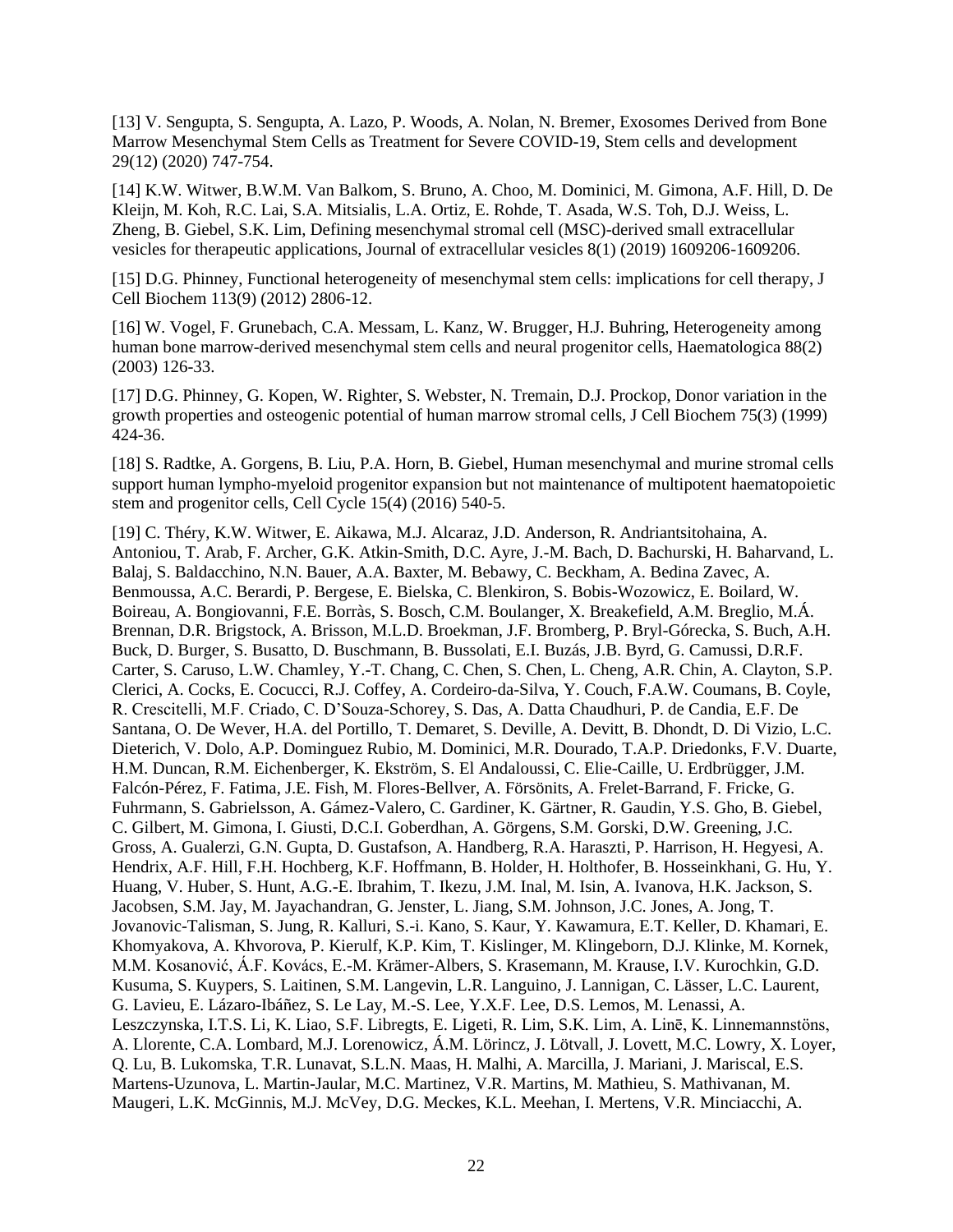[13] V. Sengupta, S. Sengupta, A. Lazo, P. Woods, A. Nolan, N. Bremer, Exosomes Derived from Bone Marrow Mesenchymal Stem Cells as Treatment for Severe COVID-19, Stem cells and development 29(12) (2020) 747-754.

[14] K.W. Witwer, B.W.M. Van Balkom, S. Bruno, A. Choo, M. Dominici, M. Gimona, A.F. Hill, D. De Kleijn, M. Koh, R.C. Lai, S.A. Mitsialis, L.A. Ortiz, E. Rohde, T. Asada, W.S. Toh, D.J. Weiss, L. Zheng, B. Giebel, S.K. Lim, Defining mesenchymal stromal cell (MSC)-derived small extracellular vesicles for therapeutic applications, Journal of extracellular vesicles 8(1) (2019) 1609206-1609206.

[15] D.G. Phinney, Functional heterogeneity of mesenchymal stem cells: implications for cell therapy, J Cell Biochem 113(9) (2012) 2806-12.

[16] W. Vogel, F. Grunebach, C.A. Messam, L. Kanz, W. Brugger, H.J. Buhring, Heterogeneity among human bone marrow-derived mesenchymal stem cells and neural progenitor cells, Haematologica 88(2) (2003) 126-33.

[17] D.G. Phinney, G. Kopen, W. Righter, S. Webster, N. Tremain, D.J. Prockop, Donor variation in the growth properties and osteogenic potential of human marrow stromal cells, J Cell Biochem 75(3) (1999) 424-36.

[18] S. Radtke, A. Gorgens, B. Liu, P.A. Horn, B. Giebel, Human mesenchymal and murine stromal cells support human lympho-myeloid progenitor expansion but not maintenance of multipotent haematopoietic stem and progenitor cells, Cell Cycle 15(4) (2016) 540-5.

[19] C. Théry, K.W. Witwer, E. Aikawa, M.J. Alcaraz, J.D. Anderson, R. Andriantsitohaina, A. Antoniou, T. Arab, F. Archer, G.K. Atkin-Smith, D.C. Ayre, J.-M. Bach, D. Bachurski, H. Baharvand, L. Balaj, S. Baldacchino, N.N. Bauer, A.A. Baxter, M. Bebawy, C. Beckham, A. Bedina Zavec, A. Benmoussa, A.C. Berardi, P. Bergese, E. Bielska, C. Blenkiron, S. Bobis-Wozowicz, E. Boilard, W. Boireau, A. Bongiovanni, F.E. Borràs, S. Bosch, C.M. Boulanger, X. Breakefield, A.M. Breglio, M.Á. Brennan, D.R. Brigstock, A. Brisson, M.L.D. Broekman, J.F. Bromberg, P. Bryl-Górecka, S. Buch, A.H. Buck, D. Burger, S. Busatto, D. Buschmann, B. Bussolati, E.I. Buzás, J.B. Byrd, G. Camussi, D.R.F. Carter, S. Caruso, L.W. Chamley, Y.-T. Chang, C. Chen, S. Chen, L. Cheng, A.R. Chin, A. Clayton, S.P. Clerici, A. Cocks, E. Cocucci, R.J. Coffey, A. Cordeiro-da-Silva, Y. Couch, F.A.W. Coumans, B. Coyle, R. Crescitelli, M.F. Criado, C. D'Souza-Schorey, S. Das, A. Datta Chaudhuri, P. de Candia, E.F. De Santana, O. De Wever, H.A. del Portillo, T. Demaret, S. Deville, A. Devitt, B. Dhondt, D. Di Vizio, L.C. Dieterich, V. Dolo, A.P. Dominguez Rubio, M. Dominici, M.R. Dourado, T.A.P. Driedonks, F.V. Duarte, H.M. Duncan, R.M. Eichenberger, K. Ekström, S. El Andaloussi, C. Elie-Caille, U. Erdbrügger, J.M. Falcón-Pérez, F. Fatima, J.E. Fish, M. Flores-Bellver, A. Försönits, A. Frelet-Barrand, F. Fricke, G. Fuhrmann, S. Gabrielsson, A. Gámez-Valero, C. Gardiner, K. Gärtner, R. Gaudin, Y.S. Gho, B. Giebel, C. Gilbert, M. Gimona, I. Giusti, D.C.I. Goberdhan, A. Görgens, S.M. Gorski, D.W. Greening, J.C. Gross, A. Gualerzi, G.N. Gupta, D. Gustafson, A. Handberg, R.A. Haraszti, P. Harrison, H. Hegyesi, A. Hendrix, A.F. Hill, F.H. Hochberg, K.F. Hoffmann, B. Holder, H. Holthofer, B. Hosseinkhani, G. Hu, Y. Huang, V. Huber, S. Hunt, A.G.-E. Ibrahim, T. Ikezu, J.M. Inal, M. Isin, A. Ivanova, H.K. Jackson, S. Jacobsen, S.M. Jay, M. Jayachandran, G. Jenster, L. Jiang, S.M. Johnson, J.C. Jones, A. Jong, T. Jovanovic-Talisman, S. Jung, R. Kalluri, S.-i. Kano, S. Kaur, Y. Kawamura, E.T. Keller, D. Khamari, E. Khomyakova, A. Khvorova, P. Kierulf, K.P. Kim, T. Kislinger, M. Klingeborn, D.J. Klinke, M. Kornek, M.M. Kosanović, Á.F. Kovács, E.-M. Krämer-Albers, S. Krasemann, M. Krause, I.V. Kurochkin, G.D. Kusuma, S. Kuypers, S. Laitinen, S.M. Langevin, L.R. Languino, J. Lannigan, C. Lässer, L.C. Laurent, G. Lavieu, E. Lázaro-Ibáñez, S. Le Lay, M.-S. Lee, Y.X.F. Lee, D.S. Lemos, M. Lenassi, A. Leszczynska, I.T.S. Li, K. Liao, S.F. Libregts, E. Ligeti, R. Lim, S.K. Lim, A. Linē, K. Linnemannstöns, A. Llorente, C.A. Lombard, M.J. Lorenowicz, Á.M. Lörincz, J. Lötvall, J. Lovett, M.C. Lowry, X. Loyer, Q. Lu, B. Lukomska, T.R. Lunavat, S.L.N. Maas, H. Malhi, A. Marcilla, J. Mariani, J. Mariscal, E.S. Martens-Uzunova, L. Martin-Jaular, M.C. Martinez, V.R. Martins, M. Mathieu, S. Mathivanan, M. Maugeri, L.K. McGinnis, M.J. McVey, D.G. Meckes, K.L. Meehan, I. Mertens, V.R. Minciacchi, A.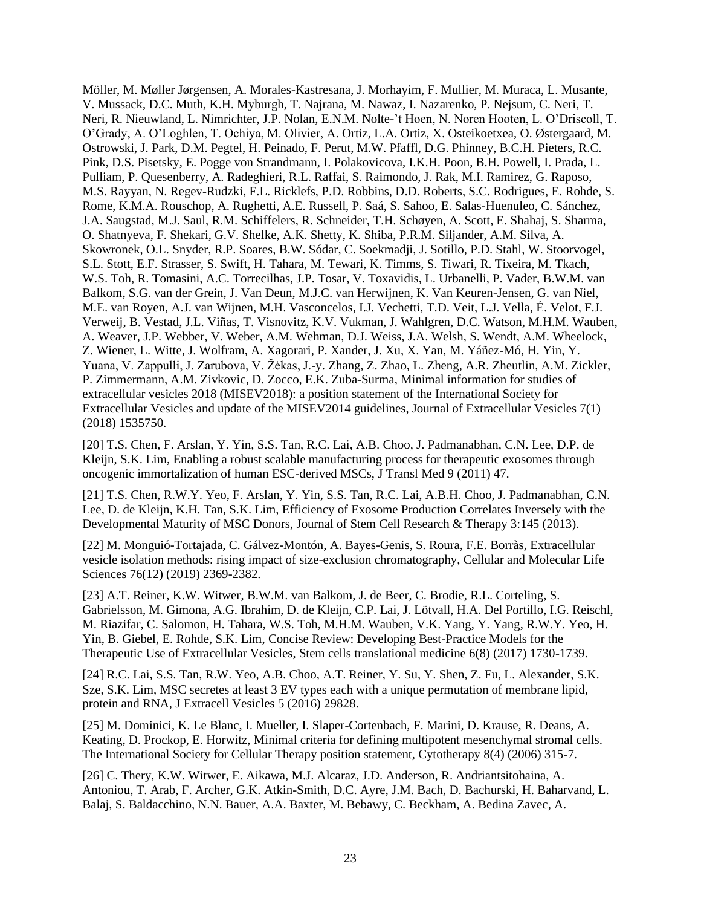Möller, M. Møller Jørgensen, A. Morales-Kastresana, J. Morhayim, F. Mullier, M. Muraca, L. Musante, V. Mussack, D.C. Muth, K.H. Myburgh, T. Najrana, M. Nawaz, I. Nazarenko, P. Nejsum, C. Neri, T. Neri, R. Nieuwland, L. Nimrichter, J.P. Nolan, E.N.M. Nolte-'t Hoen, N. Noren Hooten, L. O'Driscoll, T. O'Grady, A. O'Loghlen, T. Ochiya, M. Olivier, A. Ortiz, L.A. Ortiz, X. Osteikoetxea, O. Østergaard, M. Ostrowski, J. Park, D.M. Pegtel, H. Peinado, F. Perut, M.W. Pfaffl, D.G. Phinney, B.C.H. Pieters, R.C. Pink, D.S. Pisetsky, E. Pogge von Strandmann, I. Polakovicova, I.K.H. Poon, B.H. Powell, I. Prada, L. Pulliam, P. Quesenberry, A. Radeghieri, R.L. Raffai, S. Raimondo, J. Rak, M.I. Ramirez, G. Raposo, M.S. Rayyan, N. Regev-Rudzki, F.L. Ricklefs, P.D. Robbins, D.D. Roberts, S.C. Rodrigues, E. Rohde, S. Rome, K.M.A. Rouschop, A. Rughetti, A.E. Russell, P. Saá, S. Sahoo, E. Salas-Huenuleo, C. Sánchez, J.A. Saugstad, M.J. Saul, R.M. Schiffelers, R. Schneider, T.H. Schøyen, A. Scott, E. Shahaj, S. Sharma, O. Shatnyeva, F. Shekari, G.V. Shelke, A.K. Shetty, K. Shiba, P.R.M. Siljander, A.M. Silva, A. Skowronek, O.L. Snyder, R.P. Soares, B.W. Sódar, C. Soekmadji, J. Sotillo, P.D. Stahl, W. Stoorvogel, S.L. Stott, E.F. Strasser, S. Swift, H. Tahara, M. Tewari, K. Timms, S. Tiwari, R. Tixeira, M. Tkach, W.S. Toh, R. Tomasini, A.C. Torrecilhas, J.P. Tosar, V. Toxavidis, L. Urbanelli, P. Vader, B.W.M. van Balkom, S.G. van der Grein, J. Van Deun, M.J.C. van Herwijnen, K. Van Keuren-Jensen, G. van Niel, M.E. van Royen, A.J. van Wijnen, M.H. Vasconcelos, I.J. Vechetti, T.D. Veit, L.J. Vella, É. Velot, F.J. Verweij, B. Vestad, J.L. Viñas, T. Visnovitz, K.V. Vukman, J. Wahlgren, D.C. Watson, M.H.M. Wauben, A. Weaver, J.P. Webber, V. Weber, A.M. Wehman, D.J. Weiss, J.A. Welsh, S. Wendt, A.M. Wheelock, Z. Wiener, L. Witte, J. Wolfram, A. Xagorari, P. Xander, J. Xu, X. Yan, M. Yáñez-Mó, H. Yin, Y. Yuana, V. Zappulli, J. Zarubova, V. Žėkas, J.-y. Zhang, Z. Zhao, L. Zheng, A.R. Zheutlin, A.M. Zickler, P. Zimmermann, A.M. Zivkovic, D. Zocco, E.K. Zuba-Surma, Minimal information for studies of extracellular vesicles 2018 (MISEV2018): a position statement of the International Society for Extracellular Vesicles and update of the MISEV2014 guidelines, Journal of Extracellular Vesicles 7(1) (2018) 1535750.

[20] T.S. Chen, F. Arslan, Y. Yin, S.S. Tan, R.C. Lai, A.B. Choo, J. Padmanabhan, C.N. Lee, D.P. de Kleijn, S.K. Lim, Enabling a robust scalable manufacturing process for therapeutic exosomes through oncogenic immortalization of human ESC-derived MSCs, J Transl Med 9 (2011) 47.

[21] T.S. Chen, R.W.Y. Yeo, F. Arslan, Y. Yin, S.S. Tan, R.C. Lai, A.B.H. Choo, J. Padmanabhan, C.N. Lee, D. de Kleijn, K.H. Tan, S.K. Lim, Efficiency of Exosome Production Correlates Inversely with the Developmental Maturity of MSC Donors, Journal of Stem Cell Research & Therapy 3:145 (2013).

[22] M. Monguió-Tortajada, C. Gálvez-Montón, A. Bayes-Genis, S. Roura, F.E. Borràs, Extracellular vesicle isolation methods: rising impact of size-exclusion chromatography, Cellular and Molecular Life Sciences 76(12) (2019) 2369-2382.

[23] A.T. Reiner, K.W. Witwer, B.W.M. van Balkom, J. de Beer, C. Brodie, R.L. Corteling, S. Gabrielsson, M. Gimona, A.G. Ibrahim, D. de Kleijn, C.P. Lai, J. Lötvall, H.A. Del Portillo, I.G. Reischl, M. Riazifar, C. Salomon, H. Tahara, W.S. Toh, M.H.M. Wauben, V.K. Yang, Y. Yang, R.W.Y. Yeo, H. Yin, B. Giebel, E. Rohde, S.K. Lim, Concise Review: Developing Best-Practice Models for the Therapeutic Use of Extracellular Vesicles, Stem cells translational medicine 6(8) (2017) 1730-1739.

[24] R.C. Lai, S.S. Tan, R.W. Yeo, A.B. Choo, A.T. Reiner, Y. Su, Y. Shen, Z. Fu, L. Alexander, S.K. Sze, S.K. Lim, MSC secretes at least 3 EV types each with a unique permutation of membrane lipid, protein and RNA, J Extracell Vesicles 5 (2016) 29828.

[25] M. Dominici, K. Le Blanc, I. Mueller, I. Slaper-Cortenbach, F. Marini, D. Krause, R. Deans, A. Keating, D. Prockop, E. Horwitz, Minimal criteria for defining multipotent mesenchymal stromal cells. The International Society for Cellular Therapy position statement, Cytotherapy 8(4) (2006) 315-7.

[26] C. Thery, K.W. Witwer, E. Aikawa, M.J. Alcaraz, J.D. Anderson, R. Andriantsitohaina, A. Antoniou, T. Arab, F. Archer, G.K. Atkin-Smith, D.C. Ayre, J.M. Bach, D. Bachurski, H. Baharvand, L. Balaj, S. Baldacchino, N.N. Bauer, A.A. Baxter, M. Bebawy, C. Beckham, A. Bedina Zavec, A.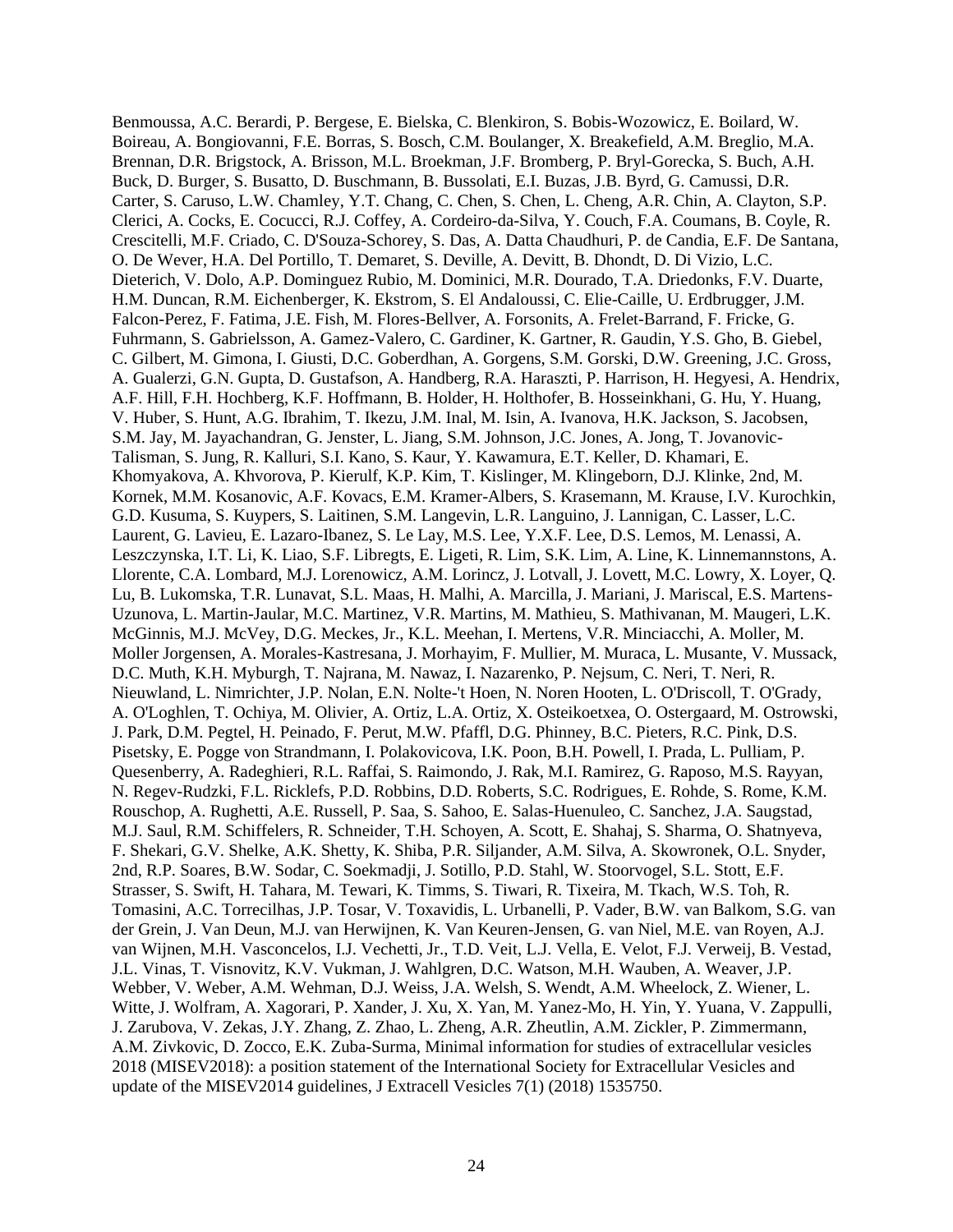Benmoussa, A.C. Berardi, P. Bergese, E. Bielska, C. Blenkiron, S. Bobis-Wozowicz, E. Boilard, W. Boireau, A. Bongiovanni, F.E. Borras, S. Bosch, C.M. Boulanger, X. Breakefield, A.M. Breglio, M.A. Brennan, D.R. Brigstock, A. Brisson, M.L. Broekman, J.F. Bromberg, P. Bryl-Gorecka, S. Buch, A.H. Buck, D. Burger, S. Busatto, D. Buschmann, B. Bussolati, E.I. Buzas, J.B. Byrd, G. Camussi, D.R. Carter, S. Caruso, L.W. Chamley, Y.T. Chang, C. Chen, S. Chen, L. Cheng, A.R. Chin, A. Clayton, S.P. Clerici, A. Cocks, E. Cocucci, R.J. Coffey, A. Cordeiro-da-Silva, Y. Couch, F.A. Coumans, B. Coyle, R. Crescitelli, M.F. Criado, C. D'Souza-Schorey, S. Das, A. Datta Chaudhuri, P. de Candia, E.F. De Santana, O. De Wever, H.A. Del Portillo, T. Demaret, S. Deville, A. Devitt, B. Dhondt, D. Di Vizio, L.C. Dieterich, V. Dolo, A.P. Dominguez Rubio, M. Dominici, M.R. Dourado, T.A. Driedonks, F.V. Duarte, H.M. Duncan, R.M. Eichenberger, K. Ekstrom, S. El Andaloussi, C. Elie-Caille, U. Erdbrugger, J.M. Falcon-Perez, F. Fatima, J.E. Fish, M. Flores-Bellver, A. Forsonits, A. Frelet-Barrand, F. Fricke, G. Fuhrmann, S. Gabrielsson, A. Gamez-Valero, C. Gardiner, K. Gartner, R. Gaudin, Y.S. Gho, B. Giebel, C. Gilbert, M. Gimona, I. Giusti, D.C. Goberdhan, A. Gorgens, S.M. Gorski, D.W. Greening, J.C. Gross, A. Gualerzi, G.N. Gupta, D. Gustafson, A. Handberg, R.A. Haraszti, P. Harrison, H. Hegyesi, A. Hendrix, A.F. Hill, F.H. Hochberg, K.F. Hoffmann, B. Holder, H. Holthofer, B. Hosseinkhani, G. Hu, Y. Huang, V. Huber, S. Hunt, A.G. Ibrahim, T. Ikezu, J.M. Inal, M. Isin, A. Ivanova, H.K. Jackson, S. Jacobsen, S.M. Jay, M. Jayachandran, G. Jenster, L. Jiang, S.M. Johnson, J.C. Jones, A. Jong, T. Jovanovic-Talisman, S. Jung, R. Kalluri, S.I. Kano, S. Kaur, Y. Kawamura, E.T. Keller, D. Khamari, E. Khomyakova, A. Khvorova, P. Kierulf, K.P. Kim, T. Kislinger, M. Klingeborn, D.J. Klinke, 2nd, M. Kornek, M.M. Kosanovic, A.F. Kovacs, E.M. Kramer-Albers, S. Krasemann, M. Krause, I.V. Kurochkin, G.D. Kusuma, S. Kuypers, S. Laitinen, S.M. Langevin, L.R. Languino, J. Lannigan, C. Lasser, L.C. Laurent, G. Lavieu, E. Lazaro-Ibanez, S. Le Lay, M.S. Lee, Y.X.F. Lee, D.S. Lemos, M. Lenassi, A. Leszczynska, I.T. Li, K. Liao, S.F. Libregts, E. Ligeti, R. Lim, S.K. Lim, A. Line, K. Linnemannstons, A. Llorente, C.A. Lombard, M.J. Lorenowicz, A.M. Lorincz, J. Lotvall, J. Lovett, M.C. Lowry, X. Loyer, Q. Lu, B. Lukomska, T.R. Lunavat, S.L. Maas, H. Malhi, A. Marcilla, J. Mariani, J. Mariscal, E.S. Martens-Uzunova, L. Martin-Jaular, M.C. Martinez, V.R. Martins, M. Mathieu, S. Mathivanan, M. Maugeri, L.K. McGinnis, M.J. McVey, D.G. Meckes, Jr., K.L. Meehan, I. Mertens, V.R. Minciacchi, A. Moller, M. Moller Jorgensen, A. Morales-Kastresana, J. Morhayim, F. Mullier, M. Muraca, L. Musante, V. Mussack, D.C. Muth, K.H. Myburgh, T. Najrana, M. Nawaz, I. Nazarenko, P. Nejsum, C. Neri, T. Neri, R. Nieuwland, L. Nimrichter, J.P. Nolan, E.N. Nolte-'t Hoen, N. Noren Hooten, L. O'Driscoll, T. O'Grady, A. O'Loghlen, T. Ochiya, M. Olivier, A. Ortiz, L.A. Ortiz, X. Osteikoetxea, O. Ostergaard, M. Ostrowski, J. Park, D.M. Pegtel, H. Peinado, F. Perut, M.W. Pfaffl, D.G. Phinney, B.C. Pieters, R.C. Pink, D.S. Pisetsky, E. Pogge von Strandmann, I. Polakovicova, I.K. Poon, B.H. Powell, I. Prada, L. Pulliam, P. Quesenberry, A. Radeghieri, R.L. Raffai, S. Raimondo, J. Rak, M.I. Ramirez, G. Raposo, M.S. Rayyan, N. Regev-Rudzki, F.L. Ricklefs, P.D. Robbins, D.D. Roberts, S.C. Rodrigues, E. Rohde, S. Rome, K.M. Rouschop, A. Rughetti, A.E. Russell, P. Saa, S. Sahoo, E. Salas-Huenuleo, C. Sanchez, J.A. Saugstad, M.J. Saul, R.M. Schiffelers, R. Schneider, T.H. Schoyen, A. Scott, E. Shahaj, S. Sharma, O. Shatnyeva, F. Shekari, G.V. Shelke, A.K. Shetty, K. Shiba, P.R. Siljander, A.M. Silva, A. Skowronek, O.L. Snyder, 2nd, R.P. Soares, B.W. Sodar, C. Soekmadji, J. Sotillo, P.D. Stahl, W. Stoorvogel, S.L. Stott, E.F. Strasser, S. Swift, H. Tahara, M. Tewari, K. Timms, S. Tiwari, R. Tixeira, M. Tkach, W.S. Toh, R. Tomasini, A.C. Torrecilhas, J.P. Tosar, V. Toxavidis, L. Urbanelli, P. Vader, B.W. van Balkom, S.G. van der Grein, J. Van Deun, M.J. van Herwijnen, K. Van Keuren-Jensen, G. van Niel, M.E. van Royen, A.J. van Wijnen, M.H. Vasconcelos, I.J. Vechetti, Jr., T.D. Veit, L.J. Vella, E. Velot, F.J. Verweij, B. Vestad, J.L. Vinas, T. Visnovitz, K.V. Vukman, J. Wahlgren, D.C. Watson, M.H. Wauben, A. Weaver, J.P. Webber, V. Weber, A.M. Wehman, D.J. Weiss, J.A. Welsh, S. Wendt, A.M. Wheelock, Z. Wiener, L. Witte, J. Wolfram, A. Xagorari, P. Xander, J. Xu, X. Yan, M. Yanez-Mo, H. Yin, Y. Yuana, V. Zappulli, J. Zarubova, V. Zekas, J.Y. Zhang, Z. Zhao, L. Zheng, A.R. Zheutlin, A.M. Zickler, P. Zimmermann, A.M. Zivkovic, D. Zocco, E.K. Zuba-Surma, Minimal information for studies of extracellular vesicles 2018 (MISEV2018): a position statement of the International Society for Extracellular Vesicles and update of the MISEV2014 guidelines, J Extracell Vesicles 7(1) (2018) 1535750.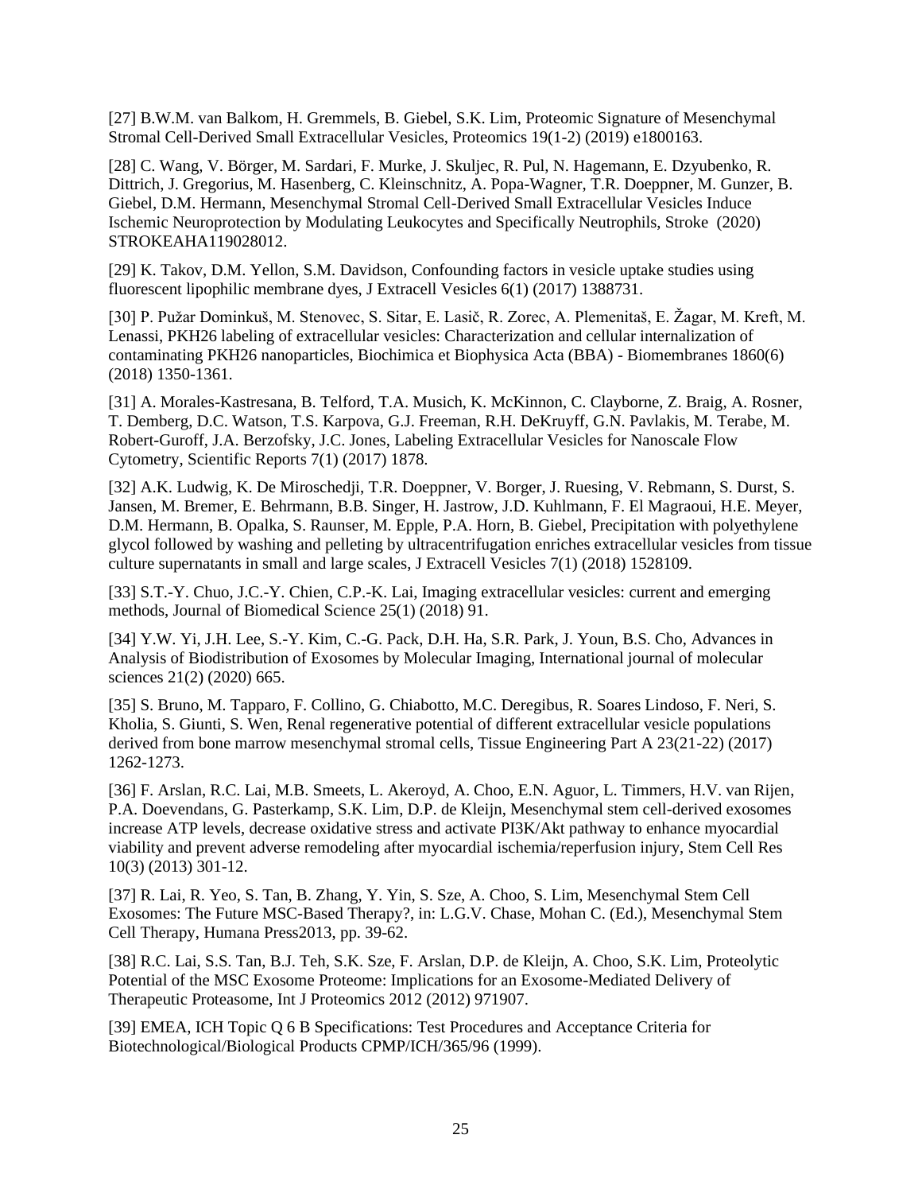[27] B.W.M. van Balkom, H. Gremmels, B. Giebel, S.K. Lim, Proteomic Signature of Mesenchymal Stromal Cell-Derived Small Extracellular Vesicles, Proteomics 19(1-2) (2019) e1800163.

[28] C. Wang, V. Börger, M. Sardari, F. Murke, J. Skuljec, R. Pul, N. Hagemann, E. Dzyubenko, R. Dittrich, J. Gregorius, M. Hasenberg, C. Kleinschnitz, A. Popa-Wagner, T.R. Doeppner, M. Gunzer, B. Giebel, D.M. Hermann, Mesenchymal Stromal Cell-Derived Small Extracellular Vesicles Induce Ischemic Neuroprotection by Modulating Leukocytes and Specifically Neutrophils, Stroke (2020) STROKEAHA119028012.

[29] K. Takov, D.M. Yellon, S.M. Davidson, Confounding factors in vesicle uptake studies using fluorescent lipophilic membrane dyes, J Extracell Vesicles 6(1) (2017) 1388731.

[30] P. Pužar Dominkuš, M. Stenovec, S. Sitar, E. Lasič, R. Zorec, A. Plemenitaš, E. Žagar, M. Kreft, M. Lenassi, PKH26 labeling of extracellular vesicles: Characterization and cellular internalization of contaminating PKH26 nanoparticles, Biochimica et Biophysica Acta (BBA) - Biomembranes 1860(6) (2018) 1350-1361.

[31] A. Morales-Kastresana, B. Telford, T.A. Musich, K. McKinnon, C. Clayborne, Z. Braig, A. Rosner, T. Demberg, D.C. Watson, T.S. Karpova, G.J. Freeman, R.H. DeKruyff, G.N. Pavlakis, M. Terabe, M. Robert-Guroff, J.A. Berzofsky, J.C. Jones, Labeling Extracellular Vesicles for Nanoscale Flow Cytometry, Scientific Reports 7(1) (2017) 1878.

[32] A.K. Ludwig, K. De Miroschedji, T.R. Doeppner, V. Borger, J. Ruesing, V. Rebmann, S. Durst, S. Jansen, M. Bremer, E. Behrmann, B.B. Singer, H. Jastrow, J.D. Kuhlmann, F. El Magraoui, H.E. Meyer, D.M. Hermann, B. Opalka, S. Raunser, M. Epple, P.A. Horn, B. Giebel, Precipitation with polyethylene glycol followed by washing and pelleting by ultracentrifugation enriches extracellular vesicles from tissue culture supernatants in small and large scales, J Extracell Vesicles 7(1) (2018) 1528109.

[33] S.T.-Y. Chuo, J.C.-Y. Chien, C.P.-K. Lai, Imaging extracellular vesicles: current and emerging methods, Journal of Biomedical Science 25(1) (2018) 91.

[34] Y.W. Yi, J.H. Lee, S.-Y. Kim, C.-G. Pack, D.H. Ha, S.R. Park, J. Youn, B.S. Cho, Advances in Analysis of Biodistribution of Exosomes by Molecular Imaging, International journal of molecular sciences 21(2) (2020) 665.

[35] S. Bruno, M. Tapparo, F. Collino, G. Chiabotto, M.C. Deregibus, R. Soares Lindoso, F. Neri, S. Kholia, S. Giunti, S. Wen, Renal regenerative potential of different extracellular vesicle populations derived from bone marrow mesenchymal stromal cells, Tissue Engineering Part A 23(21-22) (2017) 1262-1273.

[36] F. Arslan, R.C. Lai, M.B. Smeets, L. Akeroyd, A. Choo, E.N. Aguor, L. Timmers, H.V. van Rijen, P.A. Doevendans, G. Pasterkamp, S.K. Lim, D.P. de Kleijn, Mesenchymal stem cell-derived exosomes increase ATP levels, decrease oxidative stress and activate PI3K/Akt pathway to enhance myocardial viability and prevent adverse remodeling after myocardial ischemia/reperfusion injury, Stem Cell Res 10(3) (2013) 301-12.

[37] R. Lai, R. Yeo, S. Tan, B. Zhang, Y. Yin, S. Sze, A. Choo, S. Lim, Mesenchymal Stem Cell Exosomes: The Future MSC-Based Therapy?, in: L.G.V. Chase, Mohan C. (Ed.), Mesenchymal Stem Cell Therapy, Humana Press2013, pp. 39-62.

[38] R.C. Lai, S.S. Tan, B.J. Teh, S.K. Sze, F. Arslan, D.P. de Kleijn, A. Choo, S.K. Lim, Proteolytic Potential of the MSC Exosome Proteome: Implications for an Exosome-Mediated Delivery of Therapeutic Proteasome, Int J Proteomics 2012 (2012) 971907.

[39] EMEA, ICH Topic Q 6 B Specifications: Test Procedures and Acceptance Criteria for Biotechnological/Biological Products CPMP/ICH/365/96 (1999).